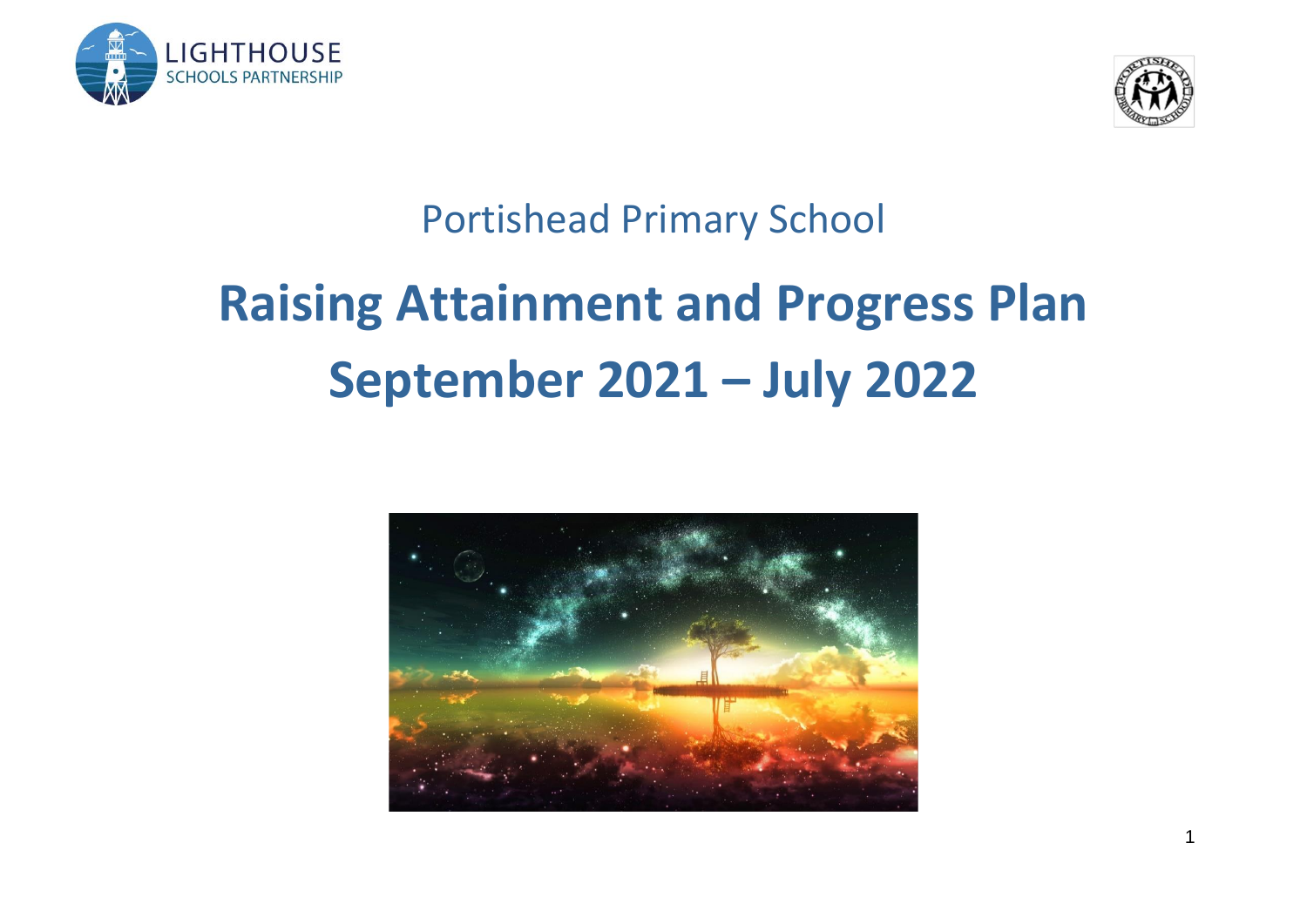LIGHTHOUSE
SCHOOLS PARTNERSHIP

Portishead Primary School

# Raising Attainment and Progress Plan
# September 2021 – July 2022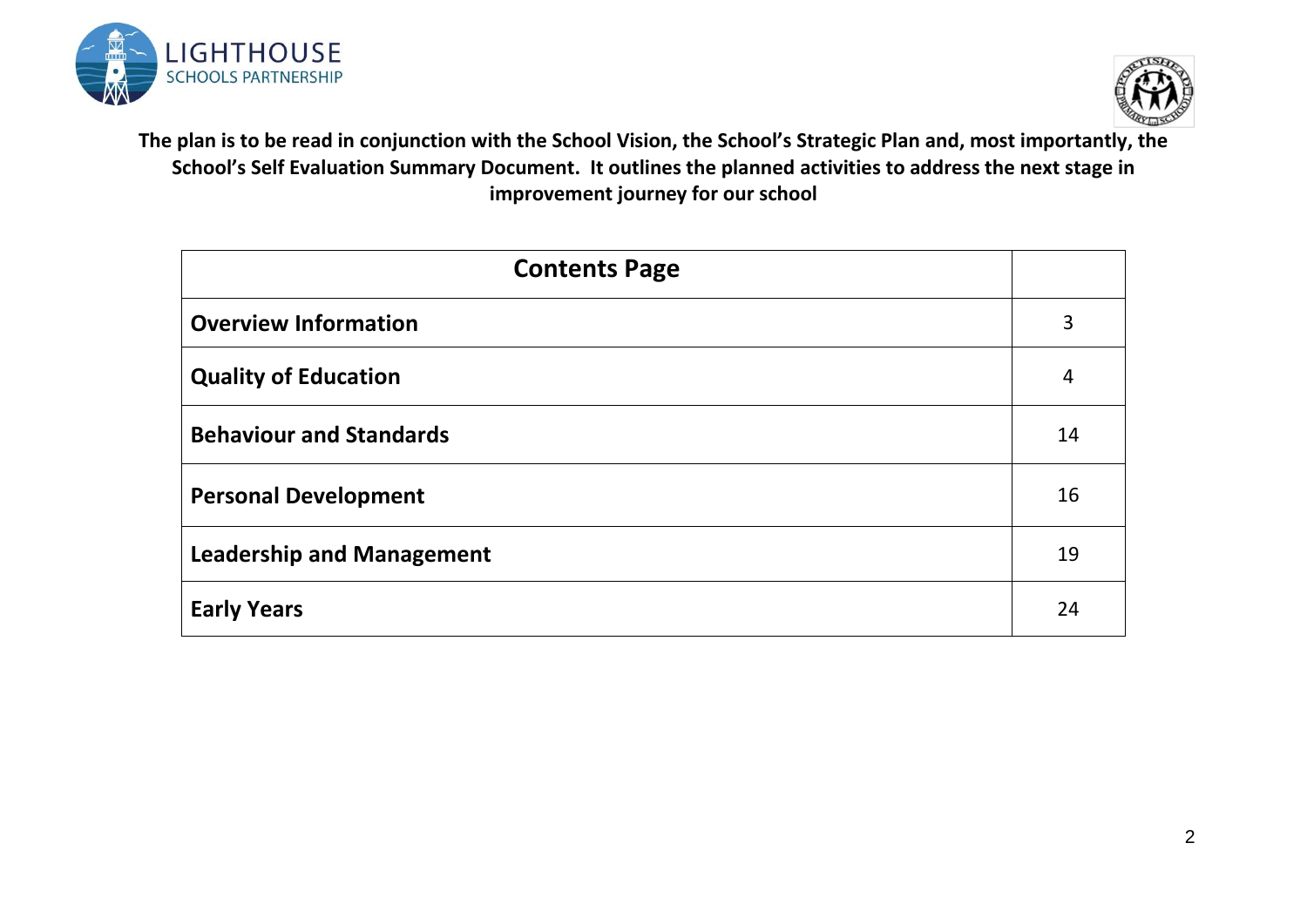**The plan is to be read in conjunction with the School Vision, the School's Strategic Plan and, most importantly, the School's Self Evaluation Summary Document. It outlines the planned activities to address the next stage in improvement journey for our school**

| Contents Page | |
|---|---|
| **Overview Information** | 3 |
| **Quality of Education** | 4 |
| **Behaviour and Standards** | 14 |
| **Personal Development** | 16 |
| **Leadership and Management** | 19 |
| **Early Years** | 24 |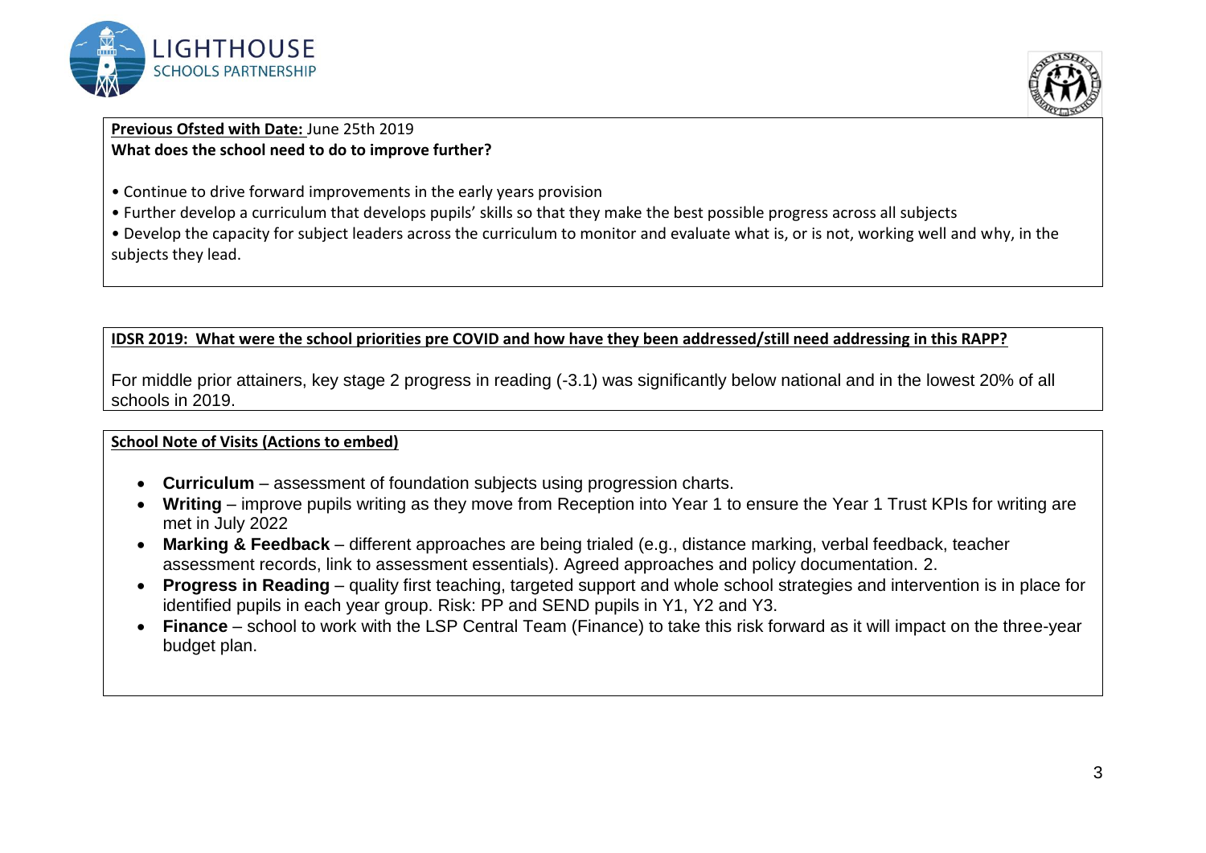**Previous Ofsted with Date:** June 25th 2019

**What does the school need to do to improve further?**

- Continue to drive forward improvements in the early years provision
- Further develop a curriculum that develops pupils' skills so that they make the best possible progress across all subjects
- Develop the capacity for subject leaders across the curriculum to monitor and evaluate what is, or is not, working well and why, in the subjects they lead.

**IDSR 2019: What were the school priorities pre COVID and how have they been addressed/still need addressing in this RAPP?**

For middle prior attainers, key stage 2 progress in reading (-3.1) was significantly below national and in the lowest 20% of all schools in 2019.

**School Note of Visits (Actions to embed)**

- **Curriculum** – assessment of foundation subjects using progression charts.
- **Writing** – improve pupils writing as they move from Reception into Year 1 to ensure the Year 1 Trust KPIs for writing are met in July 2022
- **Marking & Feedback** – different approaches are being trialed (e.g., distance marking, verbal feedback, teacher assessment records, link to assessment essentials). Agreed approaches and policy documentation. 2.
- **Progress in Reading** – quality first teaching, targeted support and whole school strategies and intervention is in place for identified pupils in each year group. Risk: PP and SEND pupils in Y1, Y2 and Y3.
- **Finance** – school to work with the LSP Central Team (Finance) to take this risk forward as it will impact on the three-year budget plan.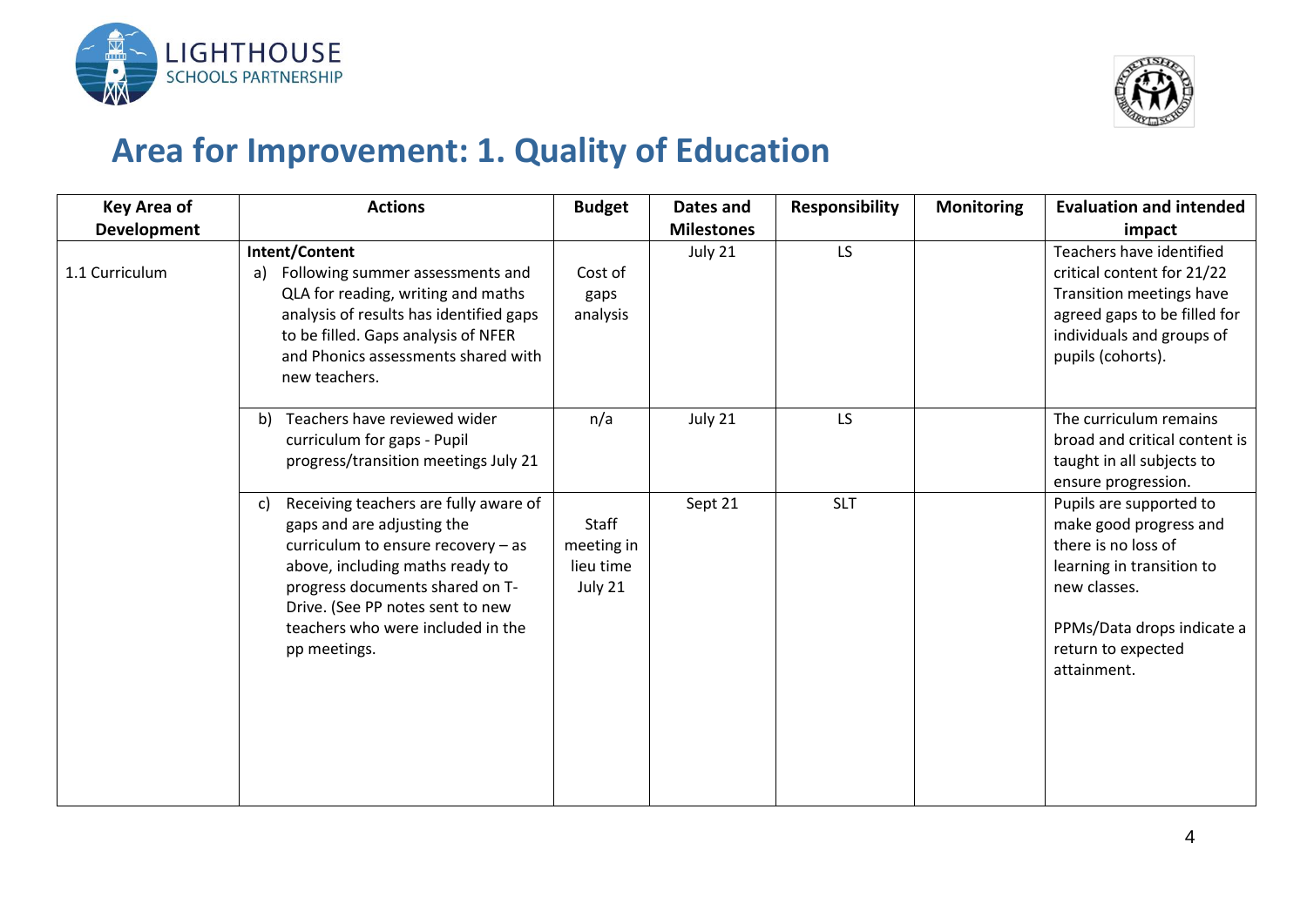# Area for Improvement: 1. Quality of Education

| Key Area of Development | Actions | Budget | Dates and Milestones | Responsibility | Monitoring | Evaluation and intended impact |
|---|---|---|---|---|---|---|
| 1.1 Curriculum | **Intent/Content**<br>a) Following summer assessments and QLA for reading, writing and maths analysis of results has identified gaps to be filled. Gaps analysis of NFER and Phonics assessments shared with new teachers. | Cost of gaps analysis | July 21 | LS | | Teachers have identified critical content for 21/22 Transition meetings have agreed gaps to be filled for individuals and groups of pupils (cohorts). |
| | b) Teachers have reviewed wider curriculum for gaps - Pupil progress/transition meetings July 21 | n/a | July 21 | LS | | The curriculum remains broad and critical content is taught in all subjects to ensure progression. |
| | c) Receiving teachers are fully aware of gaps and are adjusting the curriculum to ensure recovery – as above, including maths ready to progress documents shared on T-Drive. (See PP notes sent to new teachers who were included in the pp meetings. | Staff meeting in lieu time July 21 | Sept 21 | SLT | | Pupils are supported to make good progress and there is no loss of learning in transition to new classes.<br><br>PPMs/Data drops indicate a return to expected attainment. |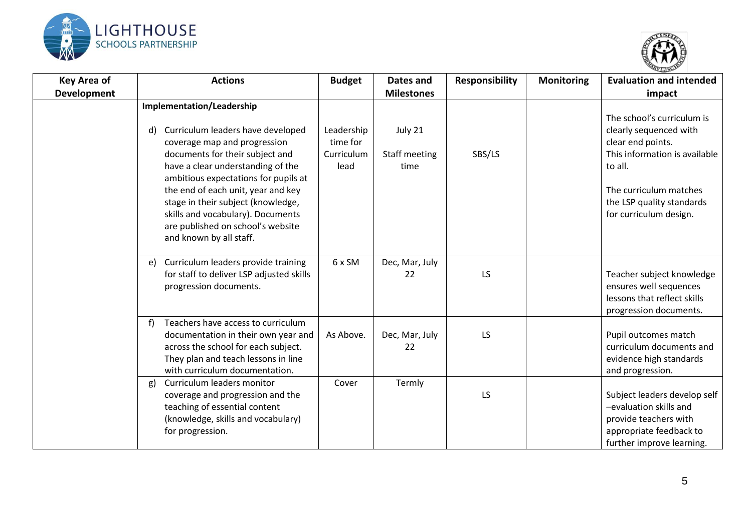| Key Area of Development | Actions | Budget | Dates and Milestones | Responsibility | Monitoring | Evaluation and intended impact |
|---|---|---|---|---|---|---|
| | **Implementation/Leadership** | | | | | |
| | d) Curriculum leaders have developed coverage map and progression documents for their subject and have a clear understanding of the ambitious expectations for pupils at the end of each unit, year and key stage in their subject (knowledge, skills and vocabulary). Documents are published on school's website and known by all staff. | Leadership time for Curriculum lead | July 21<br><br>Staff meeting time | SBS/LS | | The school's curriculum is clearly sequenced with clear end points.<br>This information is available to all.<br><br>The curriculum matches the LSP quality standards for curriculum design. |
| | e) Curriculum leaders provide training for staff to deliver LSP adjusted skills progression documents. | 6 x SM | Dec, Mar, July 22 | LS | | Teacher subject knowledge ensures well sequences lessons that reflect skills progression documents. |
| | f) Teachers have access to curriculum documentation in their own year and across the school for each subject. They plan and teach lessons in line with curriculum documentation. | As Above. | Dec, Mar, July 22 | LS | | Pupil outcomes match curriculum documents and evidence high standards and progression. |
| | g) Curriculum leaders monitor coverage and progression and the teaching of essential content (knowledge, skills and vocabulary) for progression. | Cover | Termly | LS | | Subject leaders develop self –evaluation skills and provide teachers with appropriate feedback to further improve learning. |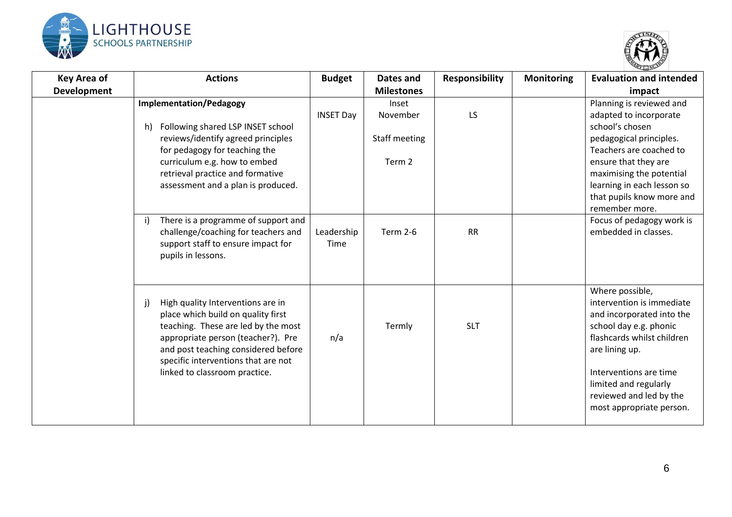| Key Area of Development | Actions | Budget | Dates and Milestones | Responsibility | Monitoring | Evaluation and intended impact |
|---|---|---|---|---|---|---|
| | **Implementation/Pedagogy**<br><br>h) Following shared LSP INSET school reviews/identify agreed principles for pedagogy for teaching the curriculum e.g. how to embed retrieval practice and formative assessment and a plan is produced. | INSET Day | Inset November<br><br>Staff meeting<br><br>Term 2 | LS | | Planning is reviewed and adapted to incorporate school's chosen pedagogical principles. Teachers are coached to ensure that they are maximising the potential learning in each lesson so that pupils know more and remember more. |
| | i) There is a programme of support and challenge/coaching for teachers and support staff to ensure impact for pupils in lessons. | Leadership Time | Term 2-6 | RR | | Focus of pedagogy work is embedded in classes. |
| | j) High quality Interventions are in place which build on quality first teaching. These are led by the most appropriate person (teacher?). Pre and post teaching considered before specific interventions that are not linked to classroom practice. | n/a | Termly | SLT | | Where possible, intervention is immediate and incorporated into the school day e.g. phonic flashcards whilst children are lining up.<br><br>Interventions are time limited and regularly reviewed and led by the most appropriate person. |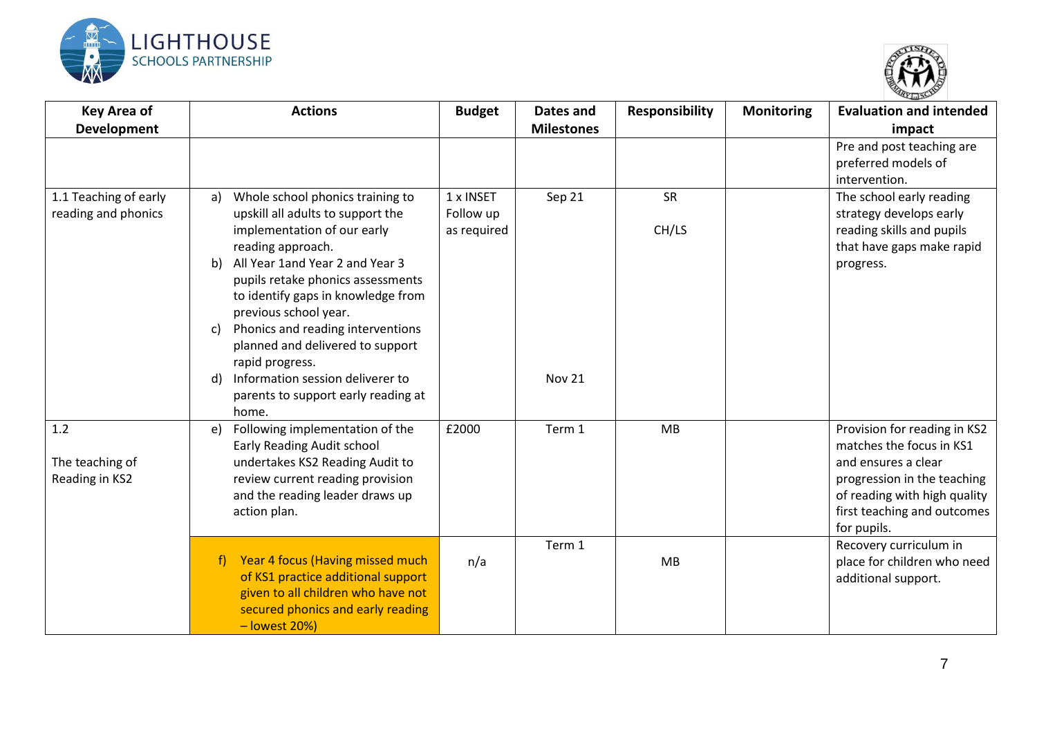| Key Area of Development | Actions | Budget | Dates and Milestones | Responsibility | Monitoring | Evaluation and intended impact |
|---|---|---|---|---|---|---|
| | | | | | | Pre and post teaching are preferred models of intervention. |
| 1.1 Teaching of early reading and phonics | a) Whole school phonics training to upskill all adults to support the implementation of our early reading approach.<br>b) All Year 1and Year 2 and Year 3 pupils retake phonics assessments to identify gaps in knowledge from previous school year.<br>c) Phonics and reading interventions planned and delivered to support rapid progress.<br>d) Information session deliverer to parents to support early reading at home. | 1 x INSET<br>Follow up as required | Sep 21<br><br>Nov 21 | SR<br>CH/LS | | The school early reading strategy develops early reading skills and pupils that have gaps make rapid progress. |
| 1.2<br>The teaching of Reading in KS2 | e) Following implementation of the Early Reading Audit school undertakes KS2 Reading Audit to review current reading provision and the reading leader draws up action plan. | £2000 | Term 1 | MB | | Provision for reading in KS2 matches the focus in KS1 and ensures a clear progression in the teaching of reading with high quality first teaching and outcomes for pupils. |
| | f) Year 4 focus (Having missed much of KS1 practice additional support given to all children who have not secured phonics and early reading – lowest 20%) | n/a | Term 1 | MB | | Recovery curriculum in place for children who need additional support. |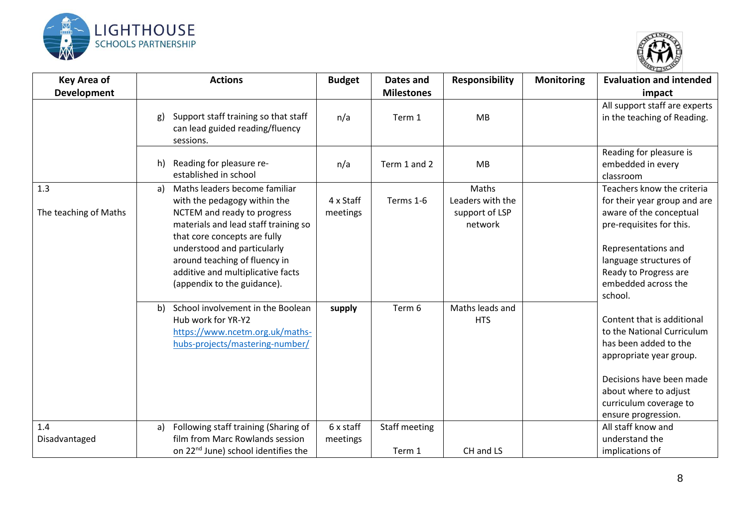| Key Area of Development | Actions | Budget | Dates and Milestones | Responsibility | Monitoring | Evaluation and intended impact |
|---|---|---|---|---|---|---|
| | g) Support staff training so that staff can lead guided reading/fluency sessions. | n/a | Term 1 | MB | | All support staff are experts in the teaching of Reading. |
| | h) Reading for pleasure re-established in school | n/a | Term 1 and 2 | MB | | Reading for pleasure is embedded in every classroom |
| 1.3<br><br>The teaching of Maths | a) Maths leaders become familiar with the pedagogy within the NCTEM and ready to progress materials and lead staff training so that core concepts are fully understood and particularly around teaching of fluency in additive and multiplicative facts (appendix to the guidance). | 4 x Staff meetings | Terms 1-6 | Maths Leaders with the support of LSP network | | Teachers know the criteria for their year group and are aware of the conceptual pre-requisites for this.<br><br>Representations and language structures of Ready to Progress are embedded across the school. |
| | b) School involvement in the Boolean Hub work for YR-Y2 [https://www.ncetm.org.uk/maths-hubs-projects/mastering-number/](https://www.ncetm.org.uk/maths-hubs-projects/mastering-number/) | **supply** | Term 6 | Maths leads and HTS | | Content that is additional to the National Curriculum has been added to the appropriate year group.<br><br>Decisions have been made about where to adjust curriculum coverage to ensure progression. |
| 1.4<br>Disadvantaged | a) Following staff training (Sharing of film from Marc Rowlands session on 22nd June) school identifies the | 6 x staff meetings | Staff meeting<br><br>Term 1 | CH and LS | | All staff know and understand the implications of |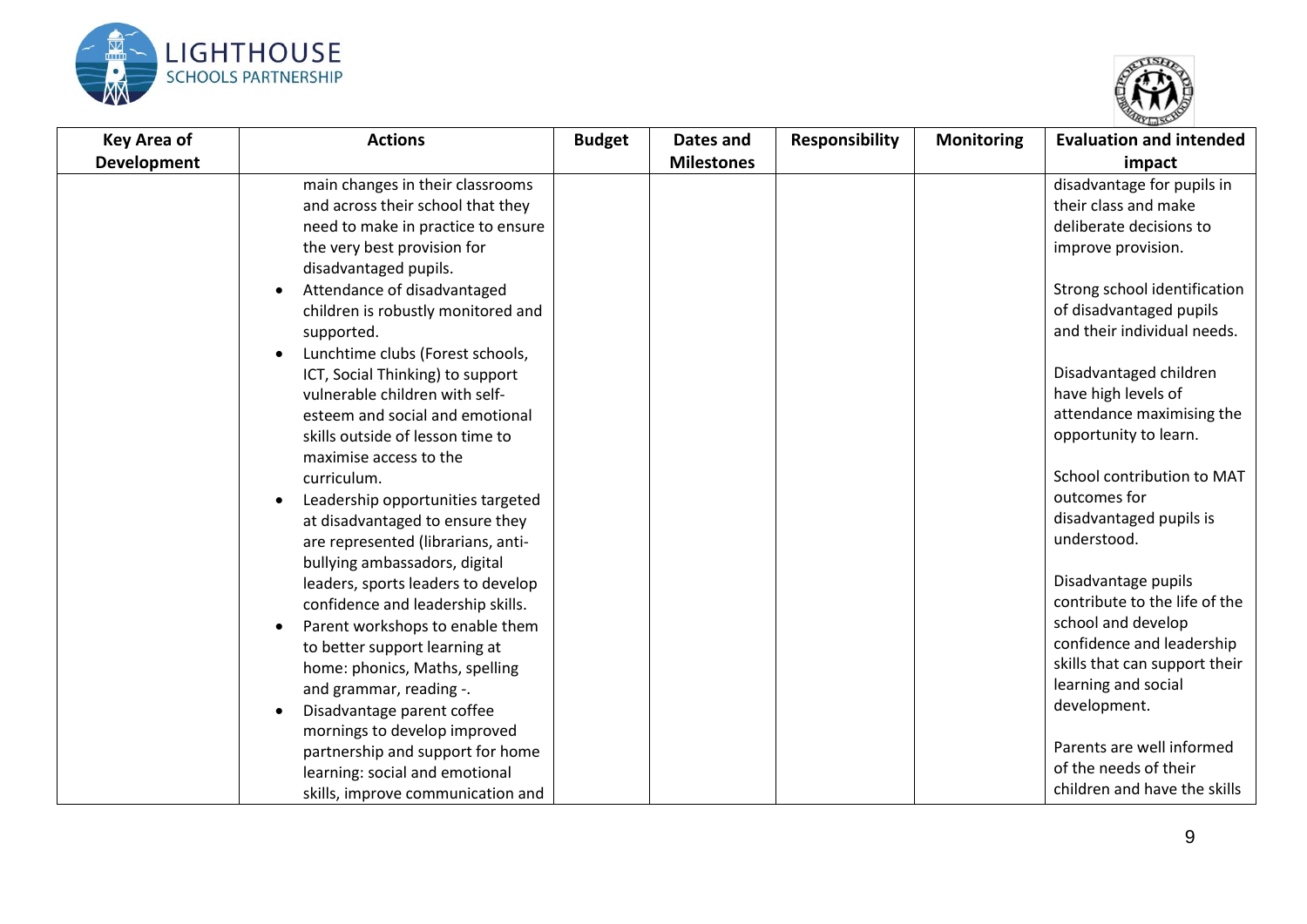| Key Area of Development | Actions | Budget | Dates and Milestones | Responsibility | Monitoring | Evaluation and intended impact |
|---|---|---|---|---|---|---|
| | main changes in their classrooms and across their school that they need to make in practice to ensure the very best provision for disadvantaged pupils.<br>• Attendance of disadvantaged children is robustly monitored and supported.<br>• Lunchtime clubs (Forest schools, ICT, Social Thinking) to support vulnerable children with self-esteem and social and emotional skills outside of lesson time to maximise access to the curriculum.<br>• Leadership opportunities targeted at disadvantaged to ensure they are represented (librarians, anti-bullying ambassadors, digital leaders, sports leaders to develop confidence and leadership skills.<br>• Parent workshops to enable them to better support learning at home: phonics, Maths, spelling and grammar, reading -.<br>• Disadvantage parent coffee mornings to develop improved partnership and support for home learning: social and emotional skills, improve communication and | | | | | disadvantage for pupils in their class and make deliberate decisions to improve provision.<br><br>Strong school identification of disadvantaged pupils and their individual needs.<br><br>Disadvantaged children have high levels of attendance maximising the opportunity to learn.<br><br>School contribution to MAT outcomes for disadvantaged pupils is understood.<br><br>Disadvantage pupils contribute to the life of the school and develop confidence and leadership skills that can support their learning and social development.<br><br>Parents are well informed of the needs of their children and have the skills |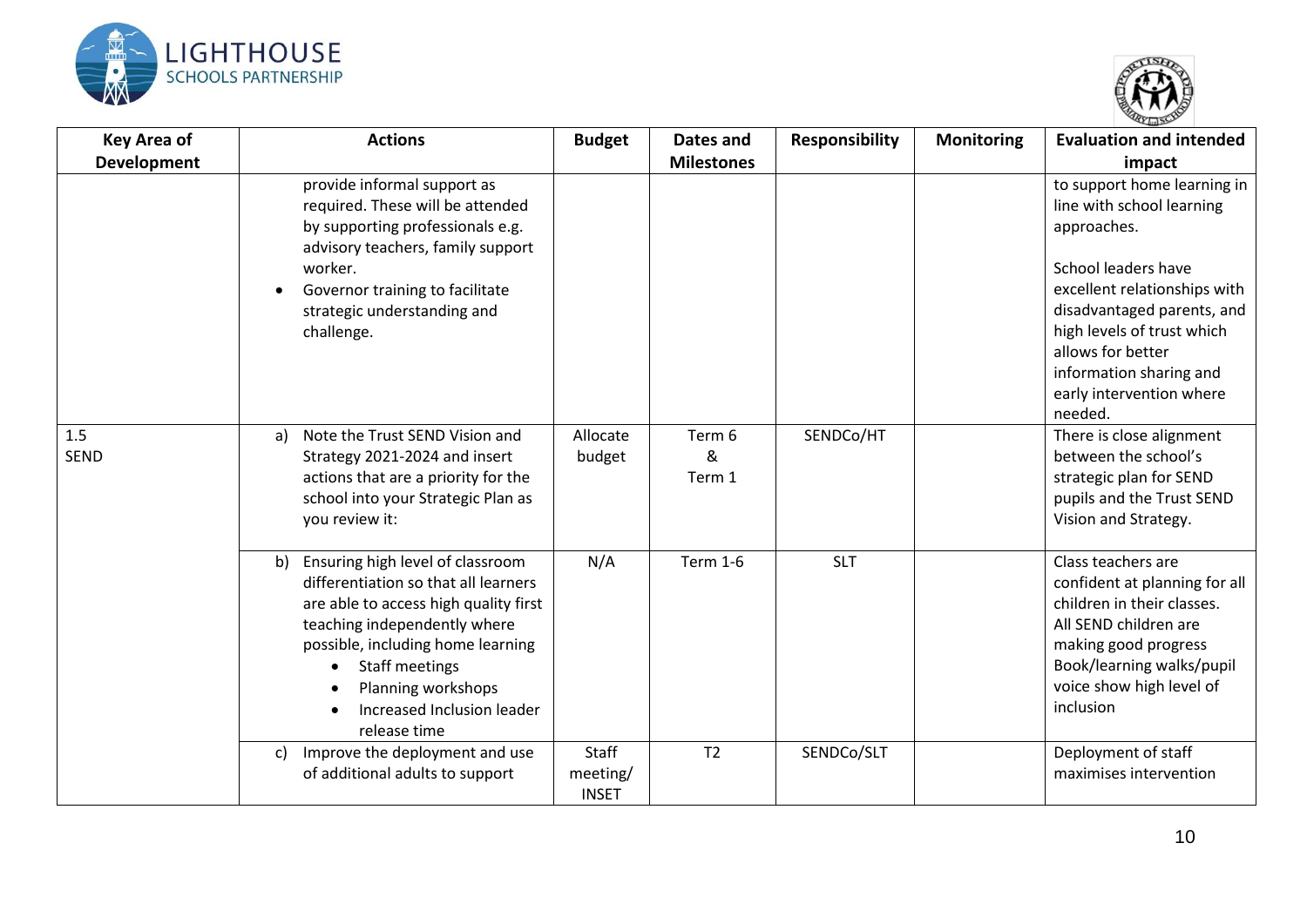| Key Area of Development | Actions | Budget | Dates and Milestones | Responsibility | Monitoring | Evaluation and intended impact |
|---|---|---|---|---|---|---|
| | provide informal support as required. These will be attended by supporting professionals e.g. advisory teachers, family support worker.<br>• Governor training to facilitate strategic understanding and challenge. | | | | | to support home learning in line with school learning approaches.<br><br>School leaders have excellent relationships with disadvantaged parents, and high levels of trust which allows for better information sharing and early intervention where needed. |
| 1.5<br>SEND | a) Note the Trust SEND Vision and Strategy 2021-2024 and insert actions that are a priority for the school into your Strategic Plan as you review it: | Allocate budget | Term 6<br>&<br>Term 1 | SENDCo/HT | | There is close alignment between the school's strategic plan for SEND pupils and the Trust SEND Vision and Strategy. |
| | b) Ensuring high level of classroom differentiation so that all learners are able to access high quality first teaching independently where possible, including home learning<br>• Staff meetings<br>• Planning workshops<br>• Increased Inclusion leader release time | N/A | Term 1-6 | SLT | | Class teachers are confident at planning for all children in their classes. All SEND children are making good progress Book/learning walks/pupil voice show high level of inclusion |
| | c) Improve the deployment and use of additional adults to support | Staff meeting/ INSET | T2 | SENDCo/SLT | | Deployment of staff maximises intervention |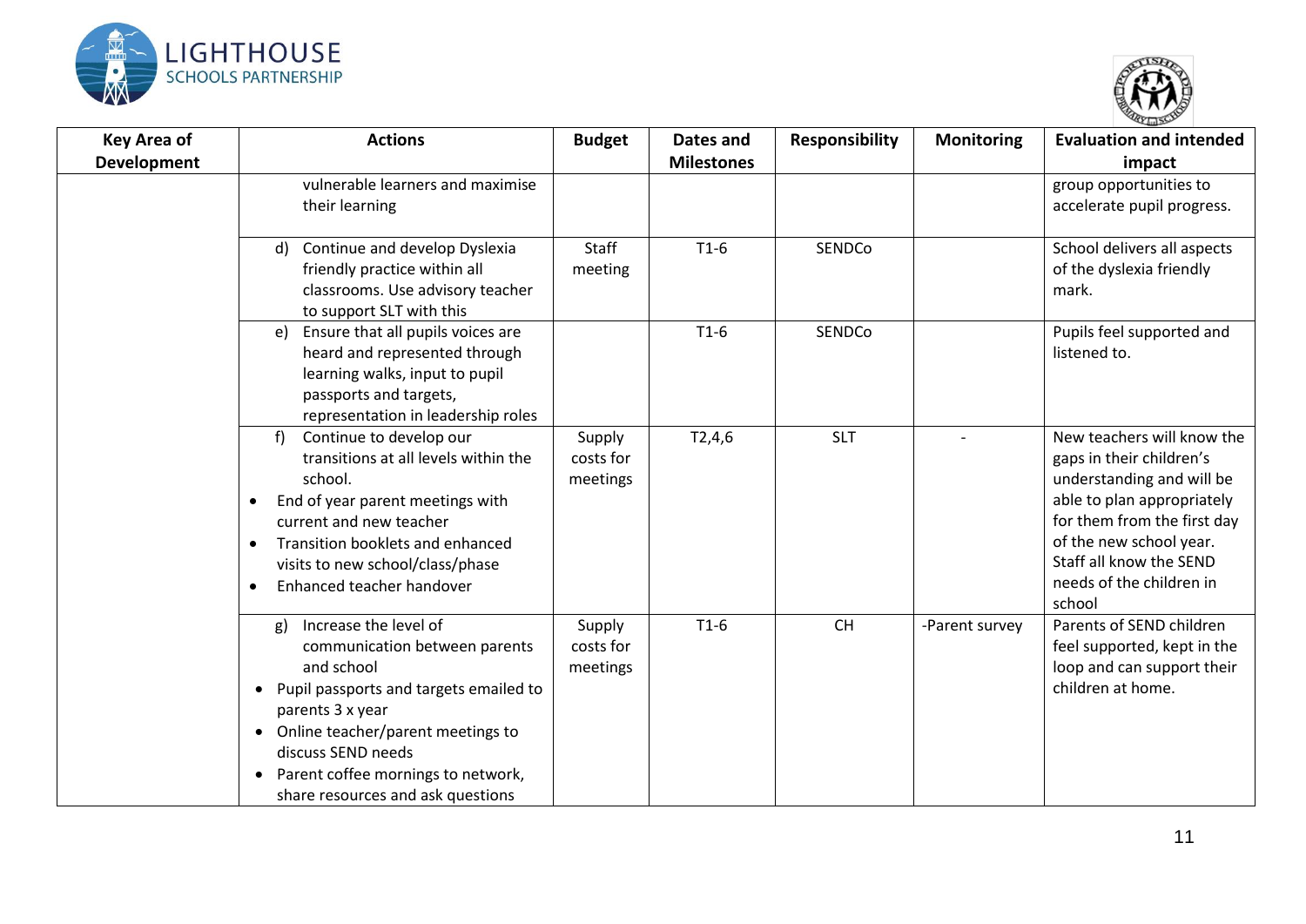| Key Area of Development | Actions | Budget | Dates and Milestones | Responsibility | Monitoring | Evaluation and intended impact |
|---|---|---|---|---|---|---|
| | vulnerable learners and maximise their learning | | | | | group opportunities to accelerate pupil progress. |
| | d) Continue and develop Dyslexia friendly practice within all classrooms. Use advisory teacher to support SLT with this | Staff meeting | T1-6 | SENDCo | | School delivers all aspects of the dyslexia friendly mark. |
| | e) Ensure that all pupils voices are heard and represented through learning walks, input to pupil passports and targets, representation in leadership roles | | T1-6 | SENDCo | | Pupils feel supported and listened to. |
| | f) Continue to develop our transitions at all levels within the school.<br>• End of year parent meetings with current and new teacher<br>• Transition booklets and enhanced visits to new school/class/phase<br>• Enhanced teacher handover | Supply costs for meetings | T2,4,6 | SLT | - | New teachers will know the gaps in their children's understanding and will be able to plan appropriately for them from the first day of the new school year. Staff all know the SEND needs of the children in school |
| | g) Increase the level of communication between parents and school<br>• Pupil passports and targets emailed to parents 3 x year<br>• Online teacher/parent meetings to discuss SEND needs<br>• Parent coffee mornings to network, share resources and ask questions | Supply costs for meetings | T1-6 | CH | -Parent survey | Parents of SEND children feel supported, kept in the loop and can support their children at home. |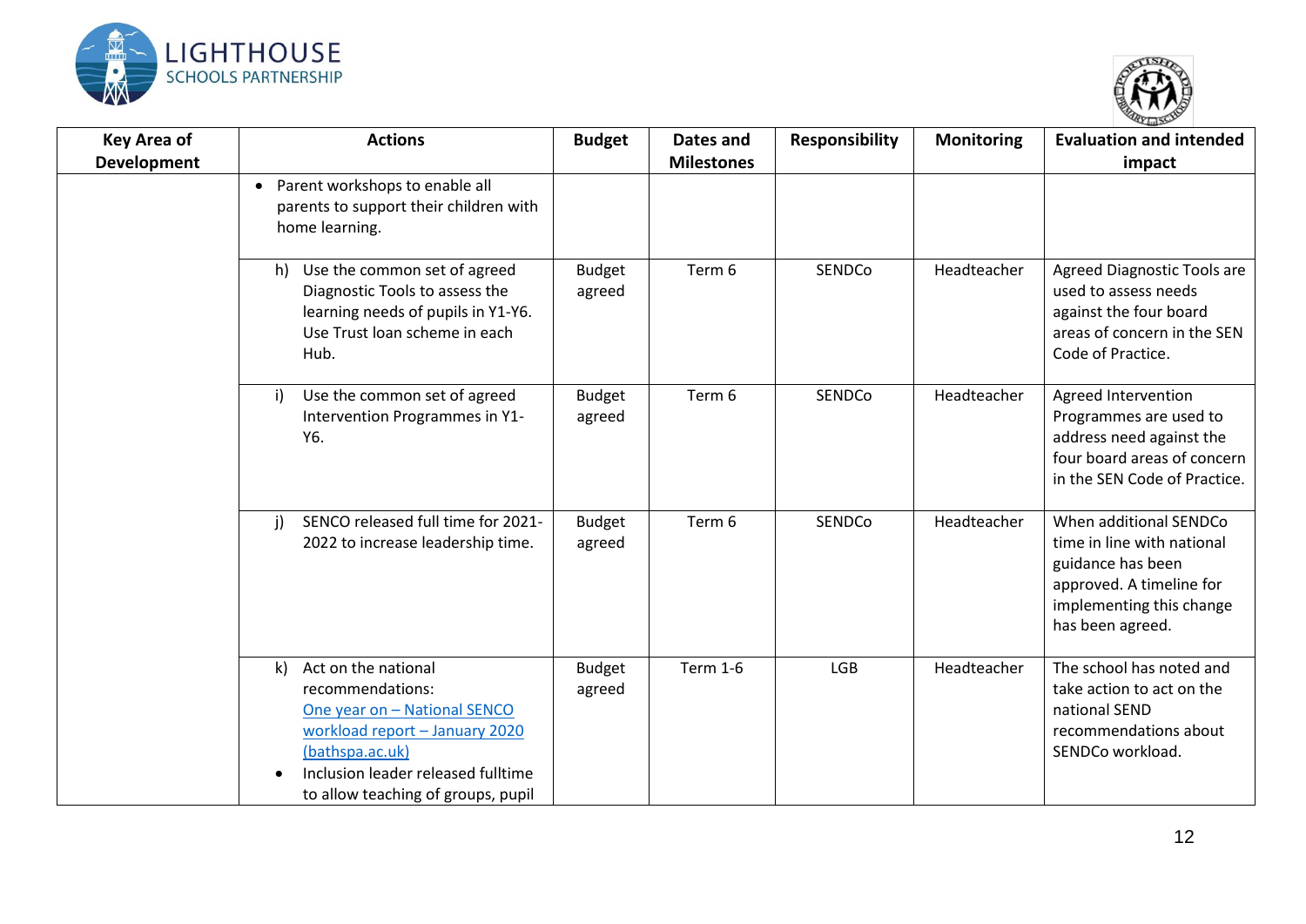| Key Area of Development | Actions | Budget | Dates and Milestones | Responsibility | Monitoring | Evaluation and intended impact |
|---|---|---|---|---|---|---|
| | • Parent workshops to enable all parents to support their children with home learning. | | | | | |
| | h) Use the common set of agreed Diagnostic Tools to assess the learning needs of pupils in Y1-Y6. Use Trust loan scheme in each Hub. | Budget agreed | Term 6 | SENDCo | Headteacher | Agreed Diagnostic Tools are used to assess needs against the four board areas of concern in the SEN Code of Practice. |
| | i) Use the common set of agreed Intervention Programmes in Y1-Y6. | Budget agreed | Term 6 | SENDCo | Headteacher | Agreed Intervention Programmes are used to address need against the four board areas of concern in the SEN Code of Practice. |
| | j) SENCO released full time for 2021-2022 to increase leadership time. | Budget agreed | Term 6 | SENDCo | Headteacher | When additional SENDCo time in line with national guidance has been approved. A timeline for implementing this change has been agreed. |
| | k) Act on the national recommendations: [One year on – National SENCO workload report – January 2020 (bathspa.ac.uk)](bathspa.ac.uk) <br>• Inclusion leader released fulltime to allow teaching of groups, pupil | Budget agreed | Term 1-6 | LGB | Headteacher | The school has noted and take action to act on the national SEND recommendations about SENDCo workload. |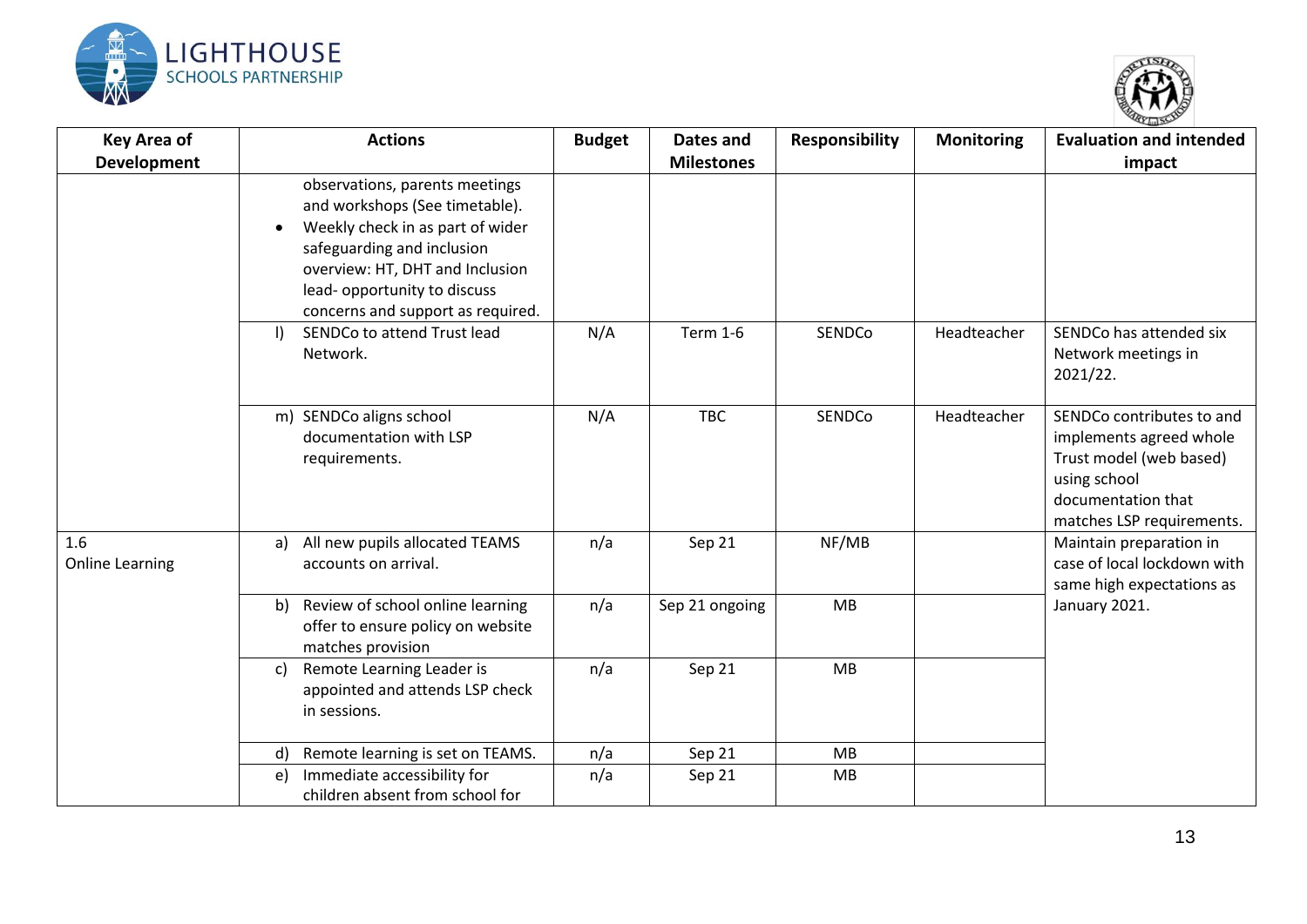| Key Area of Development | Actions | Budget | Dates and Milestones | Responsibility | Monitoring | Evaluation and intended impact |
|---|---|---|---|---|---|---|
| | observations, parents meetings and workshops (See timetable).<br>• Weekly check in as part of wider safeguarding and inclusion overview: HT, DHT and Inclusion lead- opportunity to discuss concerns and support as required. | | | | | |
| | l) SENDCo to attend Trust lead Network. | N/A | Term 1-6 | SENDCo | Headteacher | SENDCo has attended six Network meetings in 2021/22. |
| | m) SENDCo aligns school documentation with LSP requirements. | N/A | TBC | SENDCo | Headteacher | SENDCo contributes to and implements agreed whole Trust model (web based) using school documentation that matches LSP requirements. |
| 1.6 Online Learning | a) All new pupils allocated TEAMS accounts on arrival. | n/a | Sep 21 | NF/MB | | Maintain preparation in case of local lockdown with same high expectations as January 2021. |
| | b) Review of school online learning offer to ensure policy on website matches provision | n/a | Sep 21 ongoing | MB | | |
| | c) Remote Learning Leader is appointed and attends LSP check in sessions. | n/a | Sep 21 | MB | | |
| | d) Remote learning is set on TEAMS. | n/a | Sep 21 | MB | | |
| | e) Immediate accessibility for children absent from school for | n/a | Sep 21 | MB | | |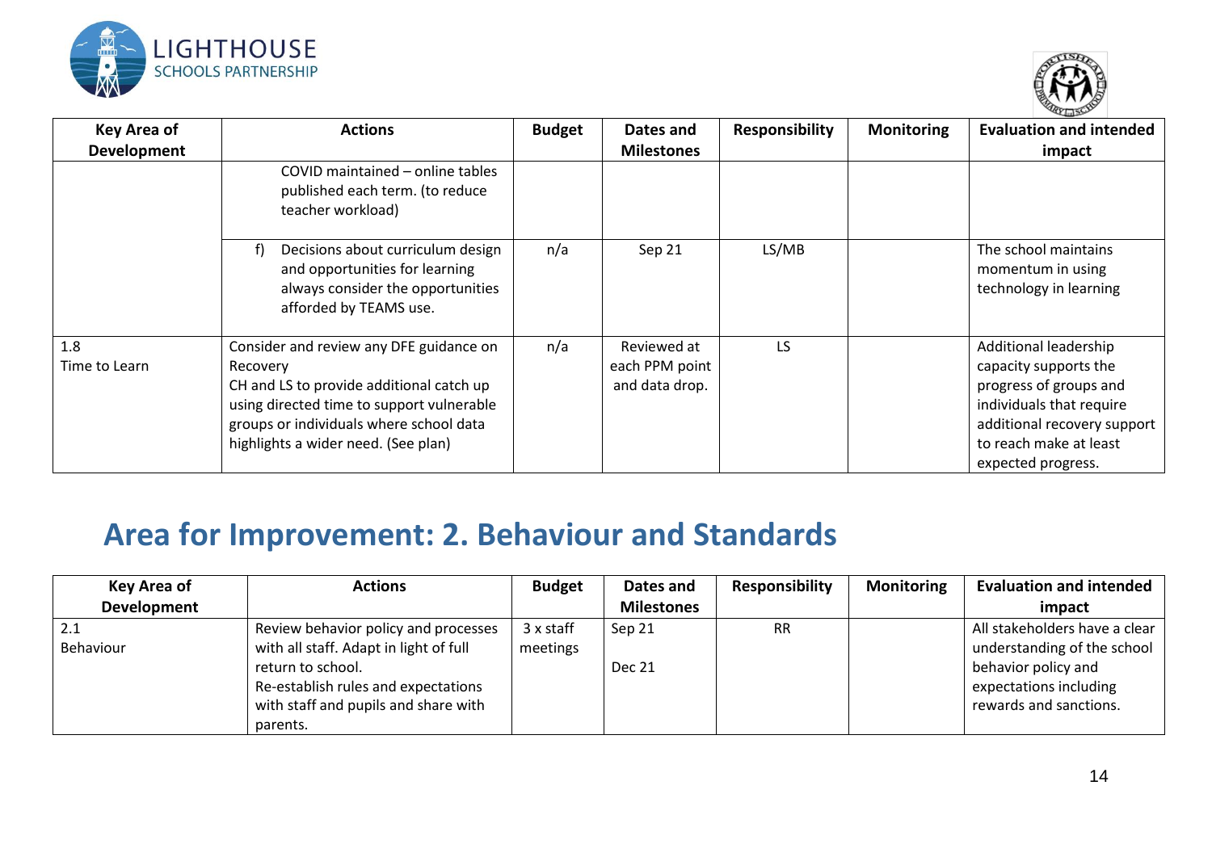| Key Area of Development | Actions | Budget | Dates and Milestones | Responsibility | Monitoring | Evaluation and intended impact |
|---|---|---|---|---|---|---|
| | COVID maintained – online tables published each term. (to reduce teacher workload) | | | | | |
| | f) Decisions about curriculum design and opportunities for learning always consider the opportunities afforded by TEAMS use. | n/a | Sep 21 | LS/MB | | The school maintains momentum in using technology in learning |
| 1.8 Time to Learn | Consider and review any DFE guidance on Recovery<br>CH and LS to provide additional catch up using directed time to support vulnerable groups or individuals where school data highlights a wider need. (See plan) | n/a | Reviewed at each PPM point and data drop. | LS | | Additional leadership capacity supports the progress of groups and individuals that require additional recovery support to reach make at least expected progress. |

## Area for Improvement: 2. Behaviour and Standards

| Key Area of Development | Actions | Budget | Dates and Milestones | Responsibility | Monitoring | Evaluation and intended impact |
|---|---|---|---|---|---|---|
| 2.1 Behaviour | Review behavior policy and processes with all staff. Adapt in light of full return to school.<br>Re-establish rules and expectations with staff and pupils and share with parents. | 3 x staff meetings | Sep 21<br><br>Dec 21 | RR | | All stakeholders have a clear understanding of the school behavior policy and expectations including rewards and sanctions. |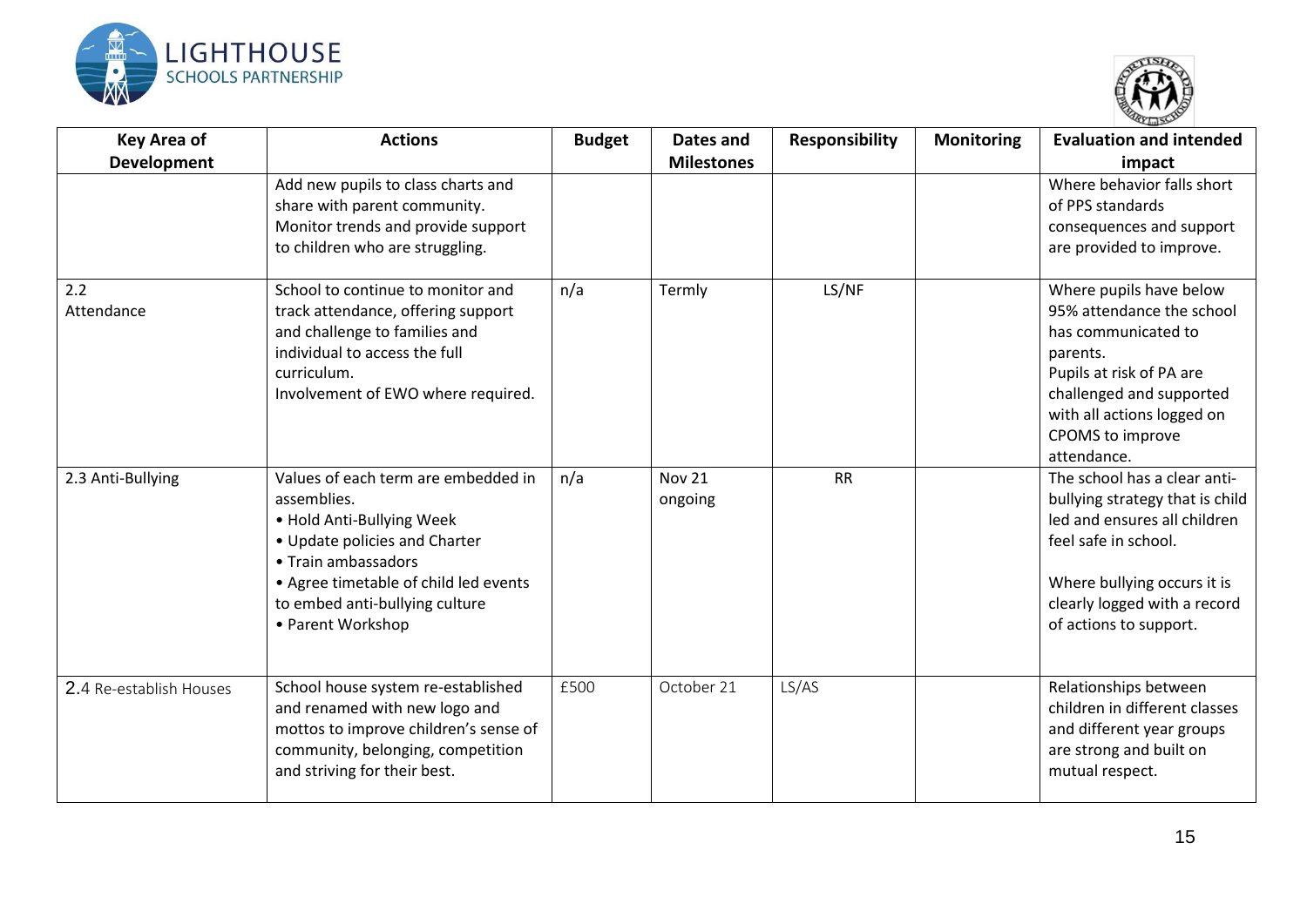| Key Area of Development | Actions | Budget | Dates and Milestones | Responsibility | Monitoring | Evaluation and intended impact |
|---|---|---|---|---|---|---|
| | Add new pupils to class charts and share with parent community.<br>Monitor trends and provide support to children who are struggling. | | | | | Where behavior falls short of PPS standards consequences and support are provided to improve. |
| 2.2<br>Attendance | School to continue to monitor and track attendance, offering support and challenge to families and individual to access the full curriculum.<br>Involvement of EWO where required. | n/a | Termly | LS/NF | | Where pupils have below 95% attendance the school has communicated to parents.<br>Pupils at risk of PA are challenged and supported with all actions logged on CPOMS to improve attendance. |
| 2.3 Anti-Bullying | Values of each term are embedded in assemblies.<br>• Hold Anti-Bullying Week<br>• Update policies and Charter<br>• Train ambassadors<br>• Agree timetable of child led events to embed anti-bullying culture<br>• Parent Workshop | n/a | Nov 21<br>ongoing | RR | | The school has a clear anti-bullying strategy that is child led and ensures all children feel safe in school.<br><br>Where bullying occurs it is clearly logged with a record of actions to support. |
| 2.4 Re-establish Houses | School house system re-established and renamed with new logo and mottos to improve children's sense of community, belonging, competition and striving for their best. | £500 | October 21 | LS/AS | | Relationships between children in different classes and different year groups are strong and built on mutual respect. |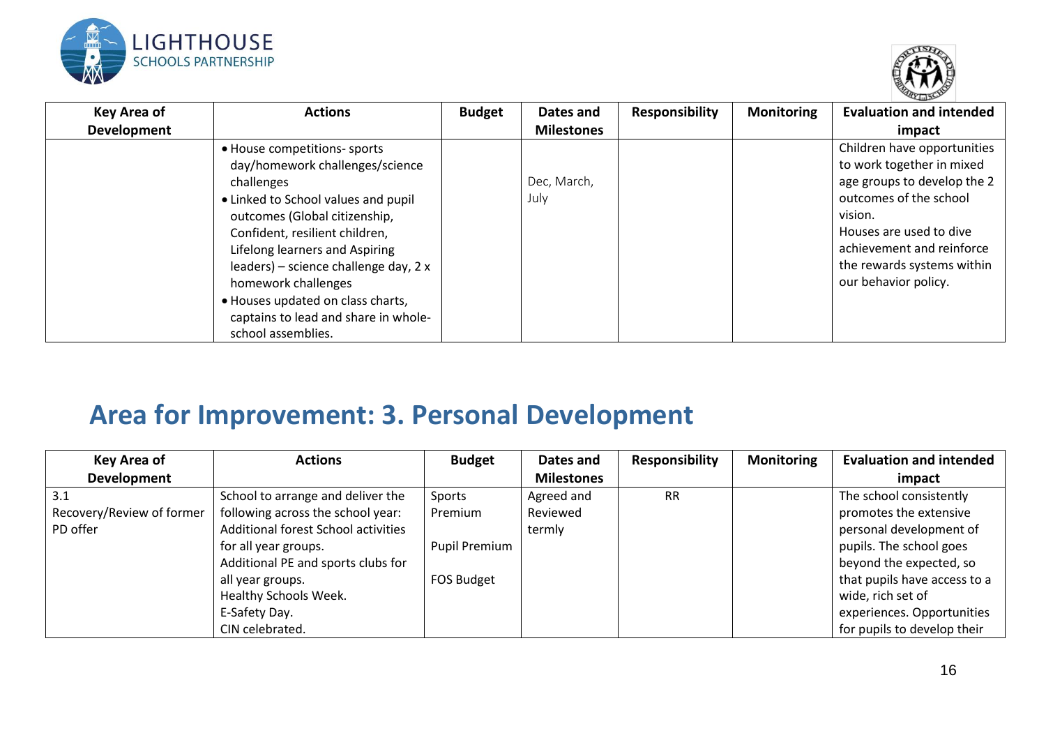| Key Area of Development | Actions | Budget | Dates and Milestones | Responsibility | Monitoring | Evaluation and intended impact |
|---|---|---|---|---|---|---|
| | • House competitions- sports day/homework challenges/science challenges<br>• Linked to School values and pupil outcomes (Global citizenship, Confident, resilient children, Lifelong learners and Aspiring leaders) – science challenge day, 2 x homework challenges<br>• Houses updated on class charts, captains to lead and share in whole-school assemblies. | | Dec, March, July | | | Children have opportunities to work together in mixed age groups to develop the 2 outcomes of the school vision.<br>Houses are used to dive achievement and reinforce the rewards systems within our behavior policy. |

## Area for Improvement: 3. Personal Development

| Key Area of Development | Actions | Budget | Dates and Milestones | Responsibility | Monitoring | Evaluation and intended impact |
|---|---|---|---|---|---|---|
| 3.1 Recovery/Review of former PD offer | School to arrange and deliver the following across the school year:<br>Additional forest School activities for all year groups.<br>Additional PE and sports clubs for all year groups.<br>Healthy Schools Week.<br>E-Safety Day.<br>CIN celebrated. | Sports Premium<br><br>Pupil Premium<br><br>FOS Budget | Agreed and Reviewed termly | RR | | The school consistently promotes the extensive personal development of pupils. The school goes beyond the expected, so that pupils have access to a wide, rich set of experiences. Opportunities for pupils to develop their |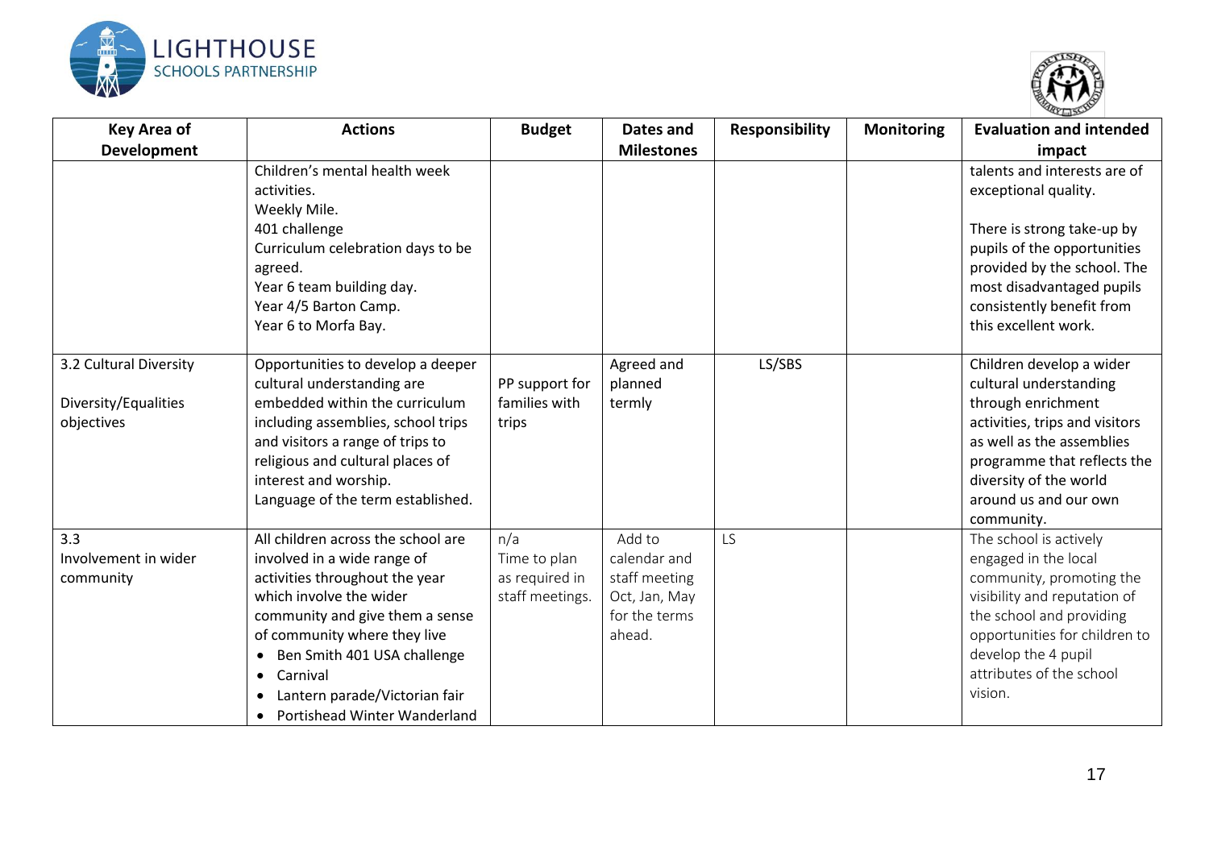| Key Area of Development | Actions | Budget | Dates and Milestones | Responsibility | Monitoring | Evaluation and intended impact |
|---|---|---|---|---|---|---|
| | Children's mental health week activities.<br>Weekly Mile.<br>401 challenge<br>Curriculum celebration days to be agreed.<br>Year 6 team building day.<br>Year 4/5 Barton Camp.<br>Year 6 to Morfa Bay. | | | | | talents and interests are of exceptional quality.<br><br>There is strong take-up by pupils of the opportunities provided by the school. The most disadvantaged pupils consistently benefit from this excellent work. |
| 3.2 Cultural Diversity<br><br>Diversity/Equalities objectives | Opportunities to develop a deeper cultural understanding are embedded within the curriculum including assemblies, school trips and visitors a range of trips to religious and cultural places of interest and worship.<br>Language of the term established. | PP support for families with trips | Agreed and planned termly | LS/SBS | | Children develop a wider cultural understanding through enrichment activities, trips and visitors as well as the assemblies programme that reflects the diversity of the world around us and our own community. |
| 3.3<br>Involvement in wider community | All children across the school are involved in a wide range of activities throughout the year which involve the wider community and give them a sense of community where they live<br>• Ben Smith 401 USA challenge<br>• Carnival<br>• Lantern parade/Victorian fair<br>• Portishead Winter Wanderland | n/a<br>Time to plan as required in staff meetings. | Add to calendar and staff meeting Oct, Jan, May for the terms ahead. | LS | | The school is actively engaged in the local community, promoting the visibility and reputation of the school and providing opportunities for children to develop the 4 pupil attributes of the school vision. |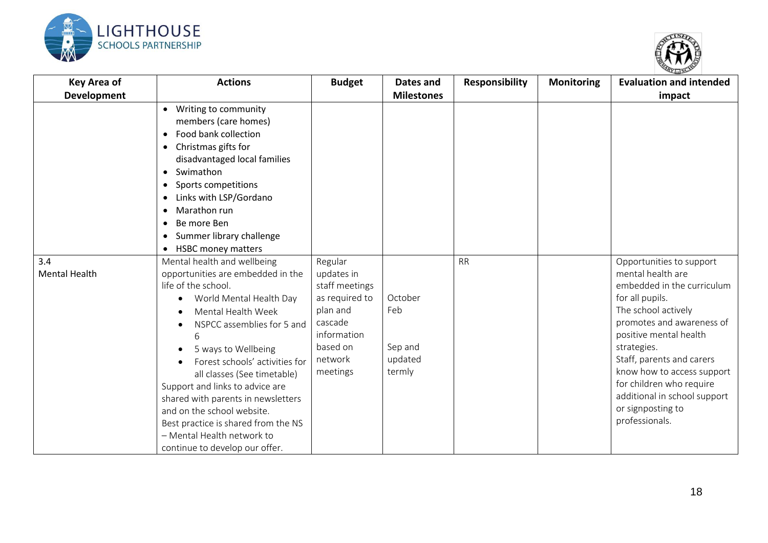| Key Area of Development | Actions | Budget | Dates and Milestones | Responsibility | Monitoring | Evaluation and intended impact |
|---|---|---|---|---|---|---|
| | • Writing to community members (care homes)<br>• Food bank collection<br>• Christmas gifts for disadvantaged local families<br>• Swimathon<br>• Sports competitions<br>• Links with LSP/Gordano<br>• Marathon run<br>• Be more Ben<br>• Summer library challenge<br>• HSBC money matters | | | | | |
| 3.4<br>Mental Health | Mental health and wellbeing opportunities are embedded in the life of the school.<br>• World Mental Health Day<br>• Mental Health Week<br>• NSPCC assemblies for 5 and 6<br>• 5 ways to Wellbeing<br>• Forest schools' activities for all classes (See timetable)<br>Support and links to advice are shared with parents in newsletters and on the school website.<br>Best practice is shared from the NS – Mental Health network to continue to develop our offer. | Regular updates in staff meetings as required to plan and cascade information based on network meetings | October<br>Feb<br><br>Sep and updated termly | RR | | Opportunities to support mental health are embedded in the curriculum for all pupils.<br>The school actively promotes and awareness of positive mental health strategies.<br>Staff, parents and carers know how to access support for children who require additional in school support or signposting to professionals. |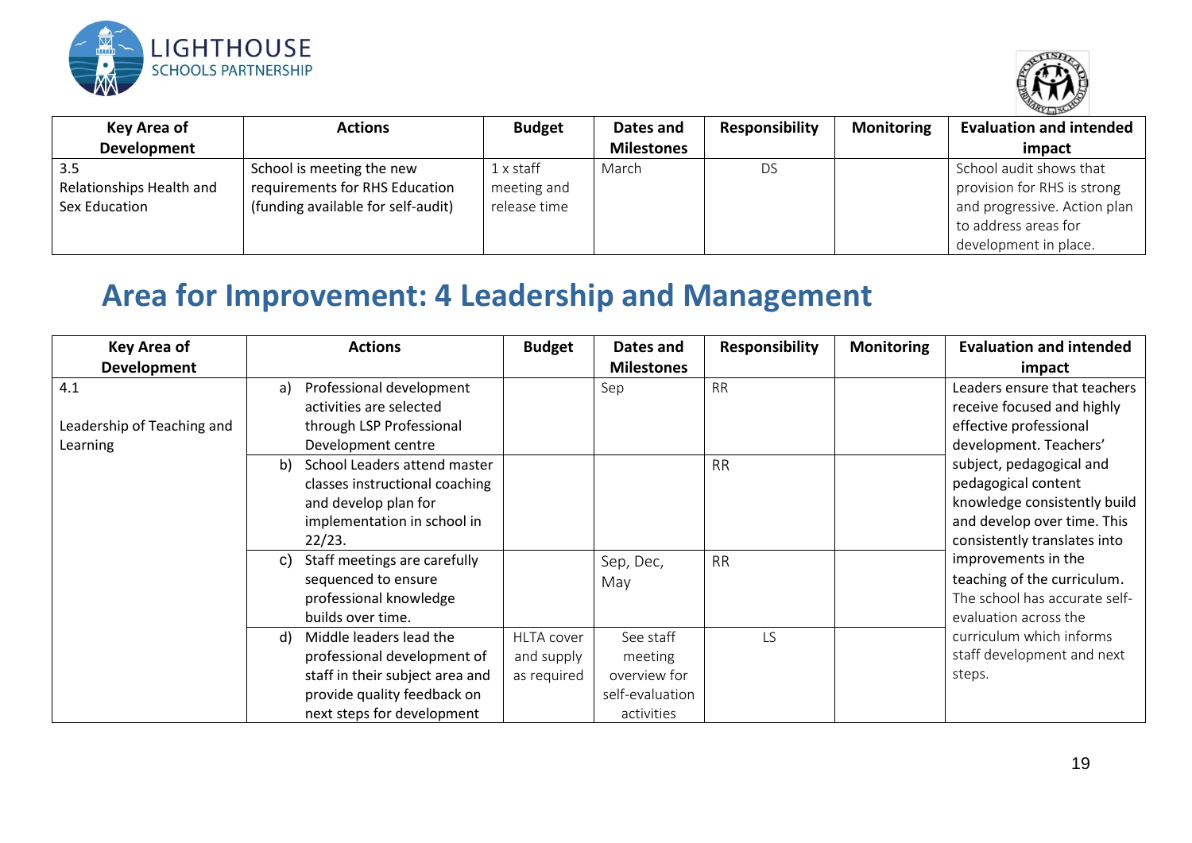| Key Area of Development | Actions | Budget | Dates and Milestones | Responsibility | Monitoring | Evaluation and intended impact |
|---|---|---|---|---|---|---|
| 3.5 Relationships Health and Sex Education | School is meeting the new requirements for RHS Education (funding available for self-audit) | 1 x staff meeting and release time | March | DS | | School audit shows that provision for RHS is strong and progressive. Action plan to address areas for development in place. |

# Area for Improvement: 4 Leadership and Management

| Key Area of Development | Actions | Budget | Dates and Milestones | Responsibility | Monitoring | Evaluation and intended impact |
|---|---|---|---|---|---|---|
| 4.1 Leadership of Teaching and Learning | a) Professional development activities are selected through LSP Professional Development centre | | Sep | RR | | Leaders ensure that teachers receive focused and highly effective professional development. Teachers' subject, pedagogical and pedagogical content knowledge consistently build and develop over time. This consistently translates into improvements in the teaching of the curriculum. The school has accurate self-evaluation across the curriculum which informs staff development and next steps. |
| | b) School Leaders attend master classes instructional coaching and develop plan for implementation in school in 22/23. | | | RR | | |
| | c) Staff meetings are carefully sequenced to ensure professional knowledge builds over time. | | Sep, Dec, May | RR | | |
| | d) Middle leaders lead the professional development of staff in their subject area and provide quality feedback on next steps for development | HLTA cover and supply as required | See staff meeting overview for self-evaluation activities | LS | | |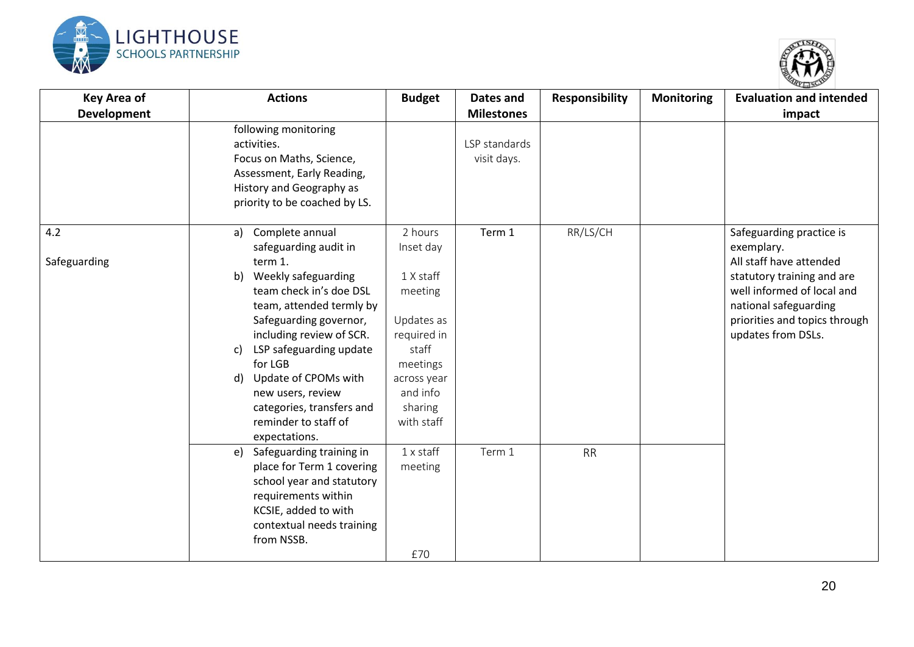| Key Area of Development | Actions | Budget | Dates and Milestones | Responsibility | Monitoring | Evaluation and intended impact |
|---|---|---|---|---|---|---|
| | following monitoring activities.<br>Focus on Maths, Science, Assessment, Early Reading, History and Geography as priority to be coached by LS. | | LSP standards visit days. | | | |
| 4.2<br><br>Safeguarding | a) Complete annual safeguarding audit in term 1.<br>b) Weekly safeguarding team check in's doe DSL team, attended termly by Safeguarding governor, including review of SCR.<br>c) LSP safeguarding update for LGB<br>d) Update of CPOMs with new users, review categories, transfers and reminder to staff of expectations. | 2 hours Inset day<br><br>1 X staff meeting<br><br>Updates as required in staff meetings across year and info sharing with staff | Term 1 | RR/LS/CH | | Safeguarding practice is exemplary.<br>All staff have attended statutory training and are well informed of local and national safeguarding priorities and topics through updates from DSLs. |
| | e) Safeguarding training in place for Term 1 covering school year and statutory requirements within KCSIE, added to with contextual needs training from NSSB. | 1 x staff meeting<br><br>£70 | Term 1 | RR | | |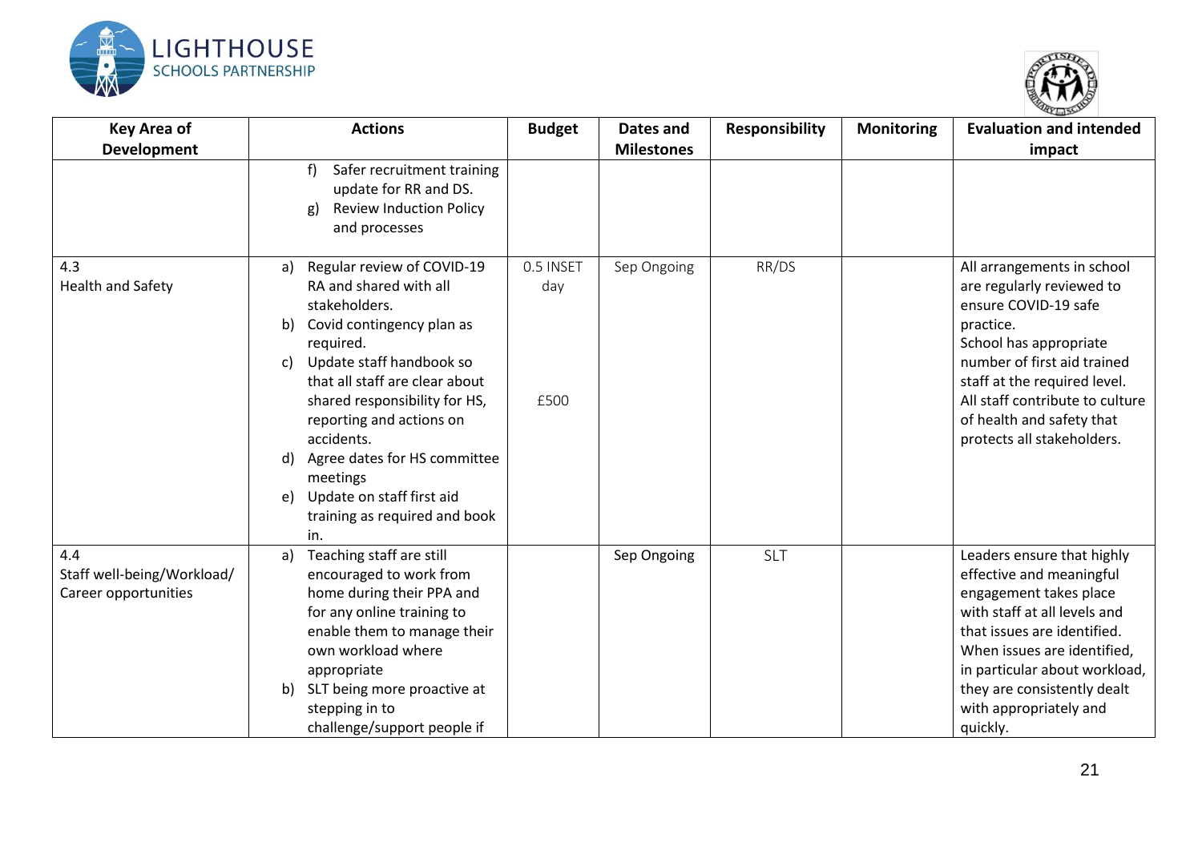| Key Area of Development | Actions | Budget | Dates and Milestones | Responsibility | Monitoring | Evaluation and intended impact |
|---|---|---|---|---|---|---|
| | f) Safer recruitment training update for RR and DS.<br>g) Review Induction Policy and processes | | | | | |
| 4.3<br>Health and Safety | a) Regular review of COVID-19 RA and shared with all stakeholders.<br>b) Covid contingency plan as required.<br>c) Update staff handbook so that all staff are clear about shared responsibility for HS, reporting and actions on accidents.<br>d) Agree dates for HS committee meetings<br>e) Update on staff first aid training as required and book in. | 0.5 INSET day<br><br>£500 | Sep Ongoing | RR/DS | | All arrangements in school are regularly reviewed to ensure COVID-19 safe practice.<br>School has appropriate number of first aid trained staff at the required level.<br>All staff contribute to culture of health and safety that protects all stakeholders. |
| 4.4<br>Staff well-being/Workload/ Career opportunities | a) Teaching staff are still encouraged to work from home during their PPA and for any online training to enable them to manage their own workload where appropriate<br>b) SLT being more proactive at stepping in to challenge/support people if | | Sep Ongoing | SLT | | Leaders ensure that highly effective and meaningful engagement takes place with staff at all levels and that issues are identified. When issues are identified, in particular about workload, they are consistently dealt with appropriately and quickly. |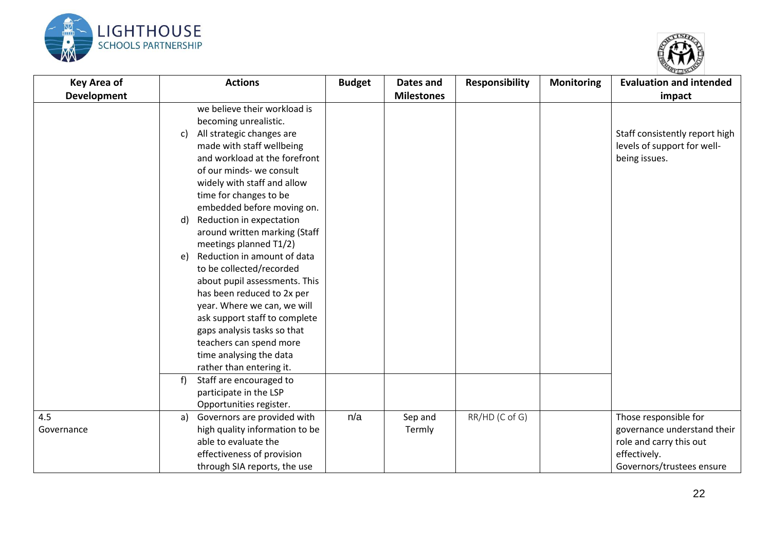| Key Area of Development | Actions | Budget | Dates and Milestones | Responsibility | Monitoring | Evaluation and intended impact |
|---|---|---|---|---|---|---|
| | we believe their workload is becoming unrealistic.<br>c) All strategic changes are made with staff wellbeing and workload at the forefront of our minds- we consult widely with staff and allow time for changes to be embedded before moving on.<br>d) Reduction in expectation around written marking (Staff meetings planned T1/2)<br>e) Reduction in amount of data to be collected/recorded about pupil assessments. This has been reduced to 2x per year. Where we can, we will ask support staff to complete gaps analysis tasks so that teachers can spend more time analysing the data rather than entering it. | | | | | Staff consistently report high levels of support for well-being issues. |
| | f) Staff are encouraged to participate in the LSP Opportunities register. | | | | | |
| 4.5 Governance | a) Governors are provided with high quality information to be able to evaluate the effectiveness of provision through SIA reports, the use | n/a | Sep and Termly | RR/HD (C of G) | | Those responsible for governance understand their role and carry this out effectively.<br>Governors/trustees ensure |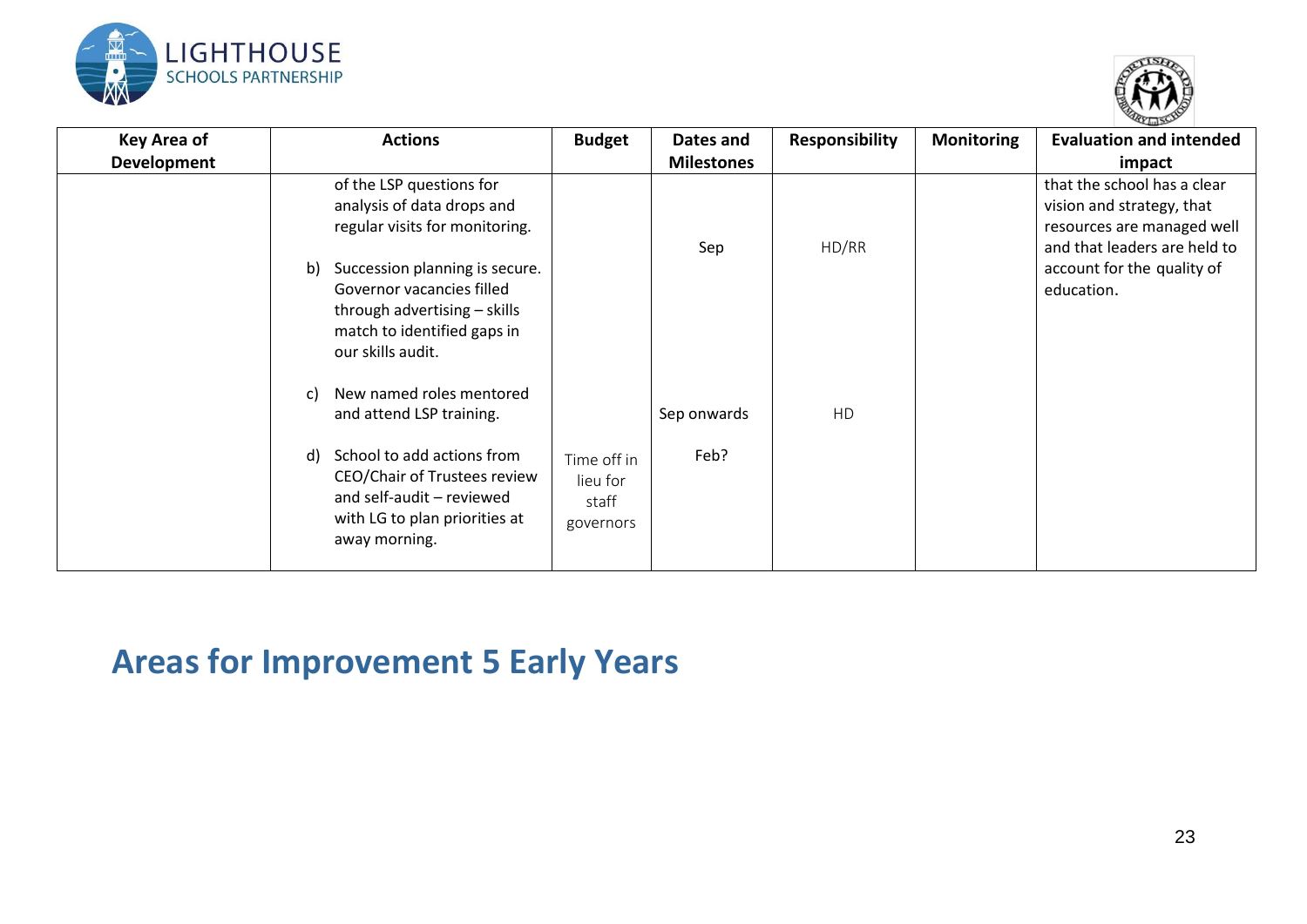| Key Area of Development | Actions | Budget | Dates and Milestones | Responsibility | Monitoring | Evaluation and intended impact |
|---|---|---|---|---|---|---|
| | of the LSP questions for analysis of data drops and regular visits for monitoring. | | | | | that the school has a clear vision and strategy, that resources are managed well and that leaders are held to account for the quality of education. |
| | b) Succession planning is secure. Governor vacancies filled through advertising – skills match to identified gaps in our skills audit. | | Sep | HD/RR | | |
| | c) New named roles mentored and attend LSP training. | | Sep onwards | HD | | |
| | d) School to add actions from CEO/Chair of Trustees review and self-audit – reviewed with LG to plan priorities at away morning. | Time off in lieu for staff governors | Feb? | | | |

## Areas for Improvement 5 Early Years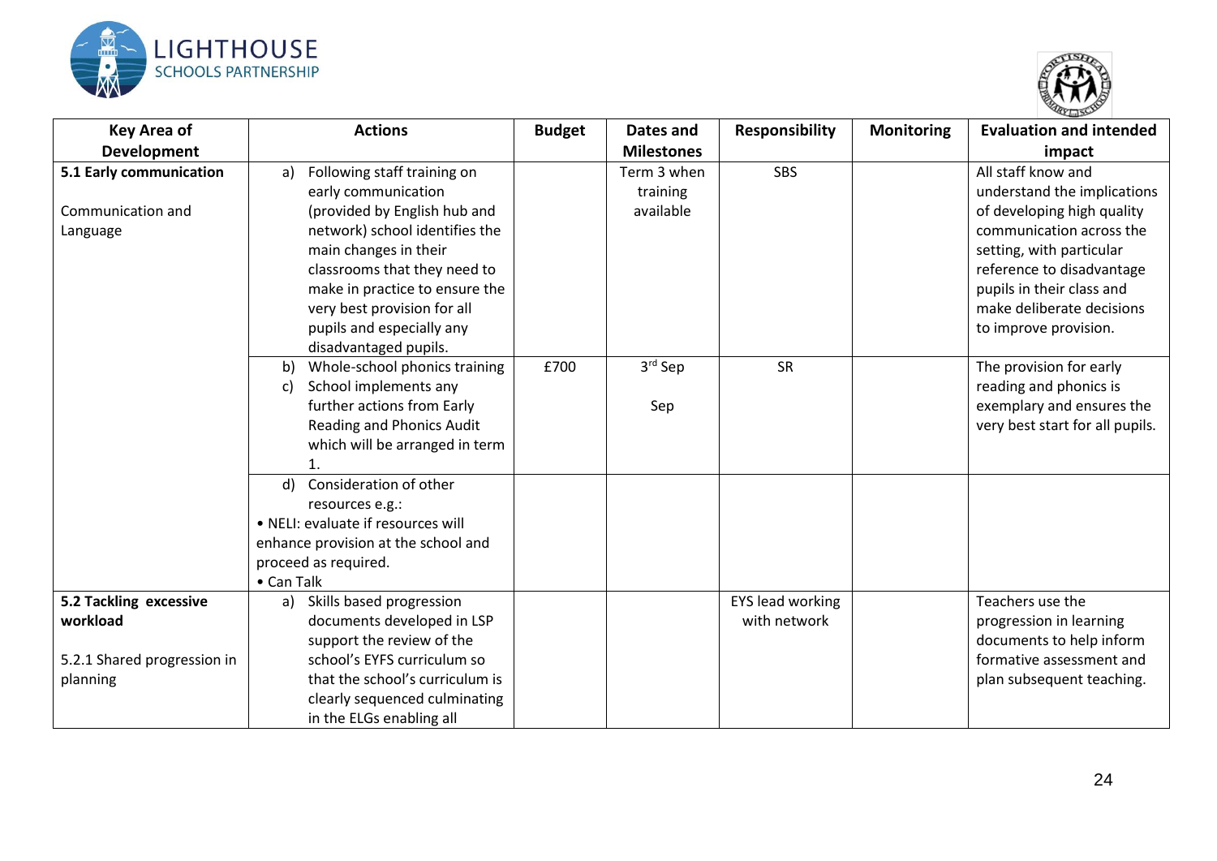| Key Area of Development | Actions | Budget | Dates and Milestones | Responsibility | Monitoring | Evaluation and intended impact |
|---|---|---|---|---|---|---|
| **5.1 Early communication**<br><br>Communication and Language | a) Following staff training on early communication (provided by English hub and network) school identifies the main changes in their classrooms that they need to make in practice to ensure the very best provision for all pupils and especially any disadvantaged pupils. | | Term 3 when training available | SBS | | All staff know and understand the implications of developing high quality communication across the setting, with particular reference to disadvantage pupils in their class and make deliberate decisions to improve provision. |
| | b) Whole-school phonics training<br>c) School implements any further actions from Early Reading and Phonics Audit which will be arranged in term 1. | £700 | 3rd Sep<br><br>Sep | SR | | The provision for early reading and phonics is exemplary and ensures the very best start for all pupils. |
| | d) Consideration of other resources e.g.:<br>• NELI: evaluate if resources will enhance provision at the school and proceed as required.<br>• Can Talk | | | | | |
| **5.2 Tackling excessive workload**<br><br>5.2.1 Shared progression in planning | a) Skills based progression documents developed in LSP support the review of the school's EYFS curriculum so that the school's curriculum is clearly sequenced culminating in the ELGs enabling all | | | EYS lead working with network | | Teachers use the progression in learning documents to help inform formative assessment and plan subsequent teaching. |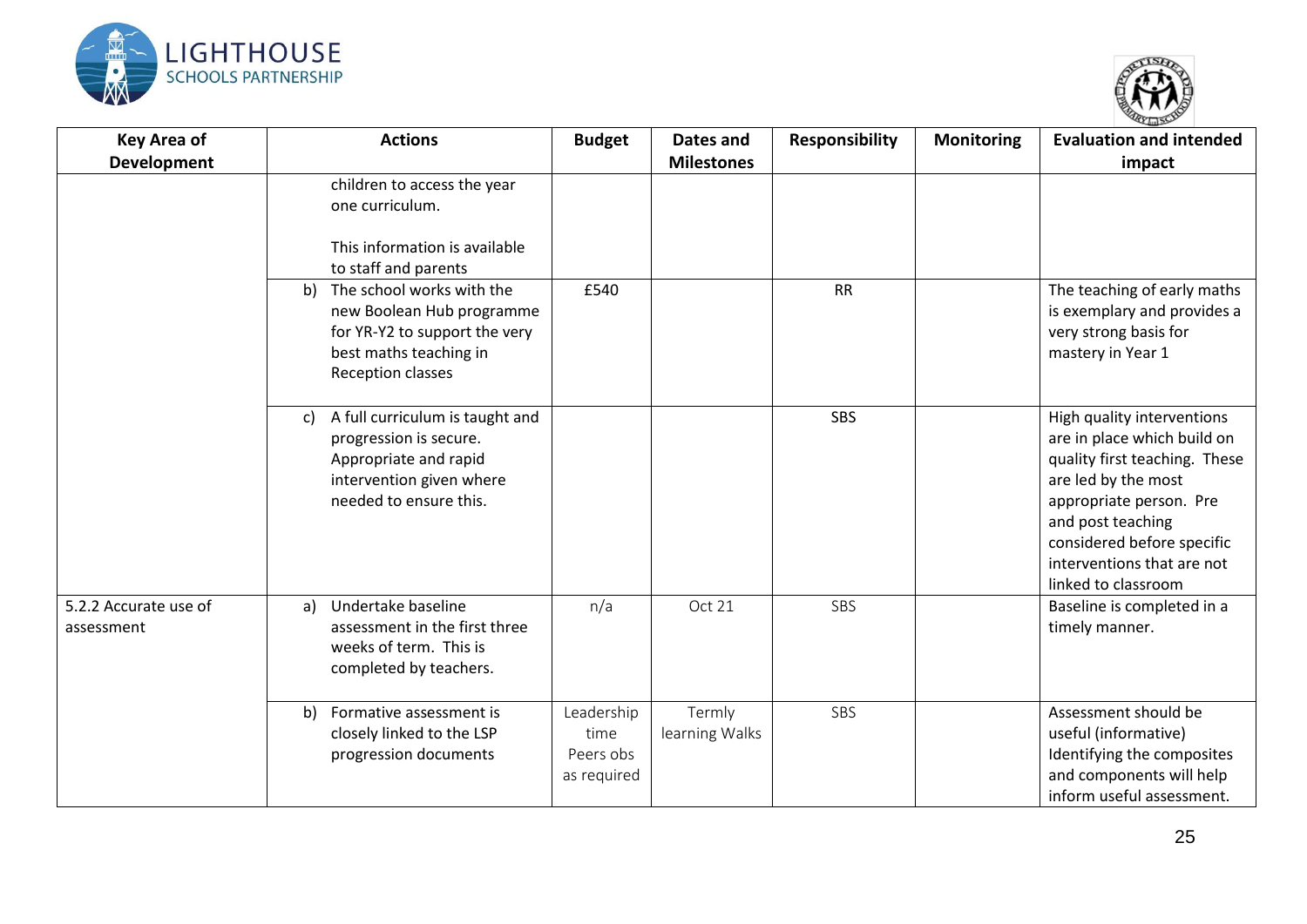| Key Area of Development | Actions | Budget | Dates and Milestones | Responsibility | Monitoring | Evaluation and intended impact |
|---|---|---|---|---|---|---|
| | children to access the year one curriculum.<br><br>This information is available to staff and parents | | | | | |
| | b) The school works with the new Boolean Hub programme for YR-Y2 to support the very best maths teaching in Reception classes | £540 | | RR | | The teaching of early maths is exemplary and provides a very strong basis for mastery in Year 1 |
| | c) A full curriculum is taught and progression is secure. Appropriate and rapid intervention given where needed to ensure this. | | | SBS | | High quality interventions are in place which build on quality first teaching. These are led by the most appropriate person. Pre and post teaching considered before specific interventions that are not linked to classroom |
| 5.2.2 Accurate use of assessment | a) Undertake baseline assessment in the first three weeks of term. This is completed by teachers. | n/a | Oct 21 | SBS | | Baseline is completed in a timely manner. |
| | b) Formative assessment is closely linked to the LSP progression documents | Leadership time<br>Peers obs as required | Termly learning Walks | SBS | | Assessment should be useful (informative)<br>Identifying the composites and components will help inform useful assessment. |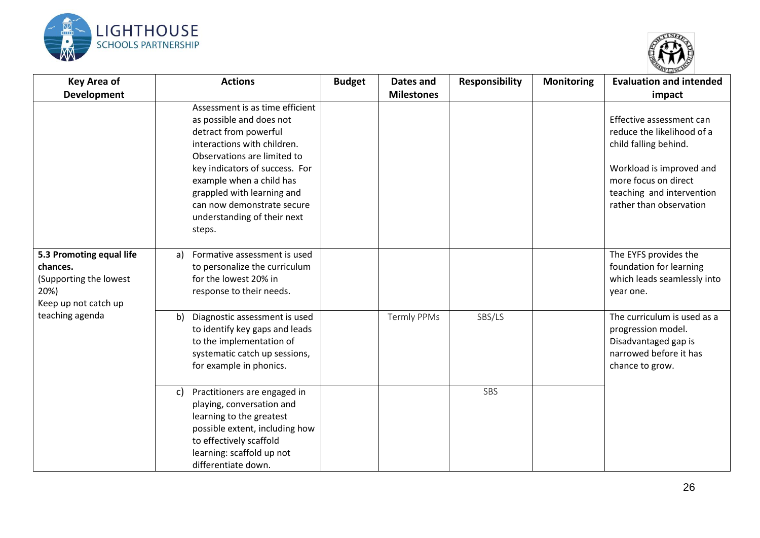| Key Area of Development | Actions | Budget | Dates and Milestones | Responsibility | Monitoring | Evaluation and intended impact |
|---|---|---|---|---|---|---|
| | Assessment is as time efficient as possible and does not detract from powerful interactions with children. Observations are limited to key indicators of success. For example when a child has grappled with learning and can now demonstrate secure understanding of their next steps. | | | | | Effective assessment can reduce the likelihood of a child falling behind.<br><br>Workload is improved and more focus on direct teaching and intervention rather than observation |
| **5.3 Promoting equal life chances.**<br>(Supporting the lowest 20%)<br>Keep up not catch up teaching agenda | a) Formative assessment is used to personalize the curriculum for the lowest 20% in response to their needs. | | | | | The EYFS provides the foundation for learning which leads seamlessly into year one. |
| | b) Diagnostic assessment is used to identify key gaps and leads to the implementation of systematic catch up sessions, for example in phonics. | | Termly PPMs | SBS/LS | | The curriculum is used as a progression model. Disadvantaged gap is narrowed before it has chance to grow. |
| | c) Practitioners are engaged in playing, conversation and learning to the greatest possible extent, including how to effectively scaffold learning: scaffold up not differentiate down. | | | SBS | | |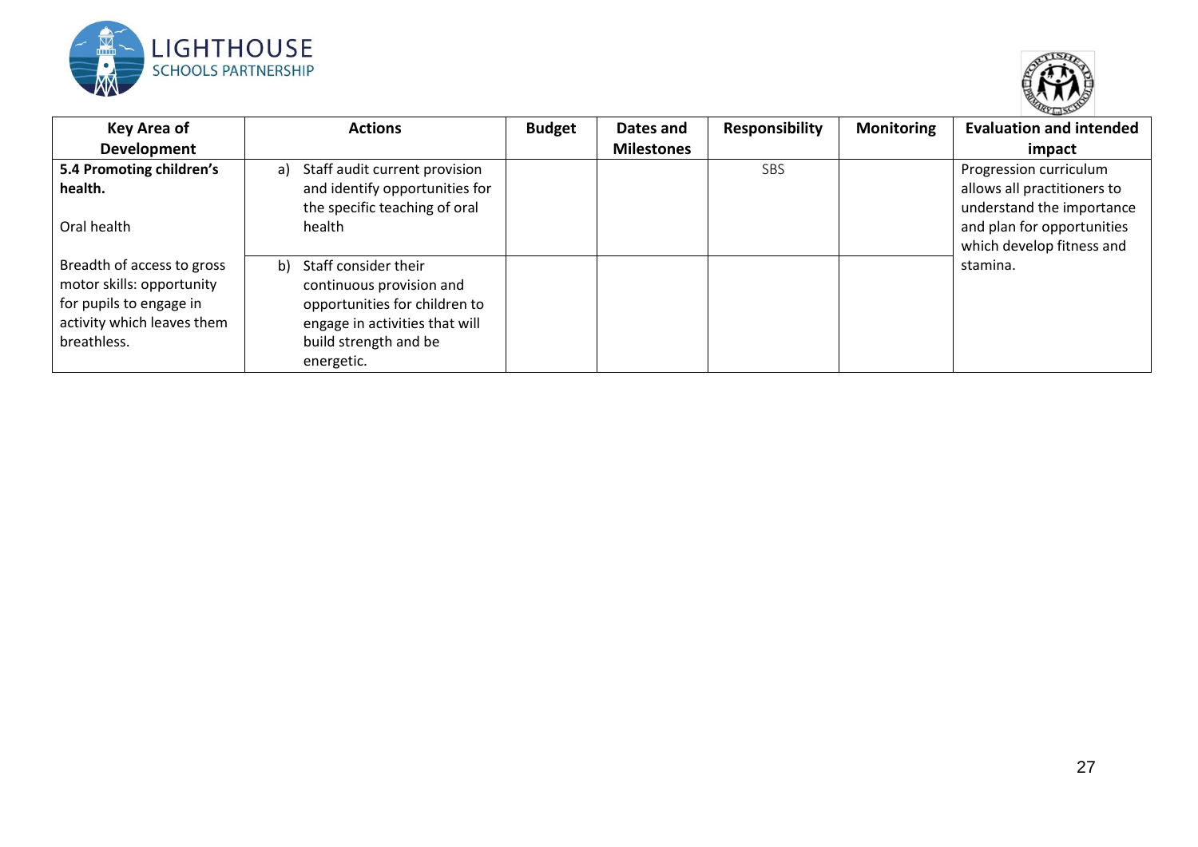| Key Area of Development | Actions | Budget | Dates and Milestones | Responsibility | Monitoring | Evaluation and intended impact |
|---|---|---|---|---|---|---|
| **5.4 Promoting children's health.**<br><br>Oral health | a) Staff audit current provision and identify opportunities for the specific teaching of oral health | | | SBS | | Progression curriculum allows all practitioners to understand the importance and plan for opportunities which develop fitness and stamina. |
| Breadth of access to gross motor skills: opportunity for pupils to engage in activity which leaves them breathless. | b) Staff consider their continuous provision and opportunities for children to engage in activities that will build strength and be energetic. | | | | | |